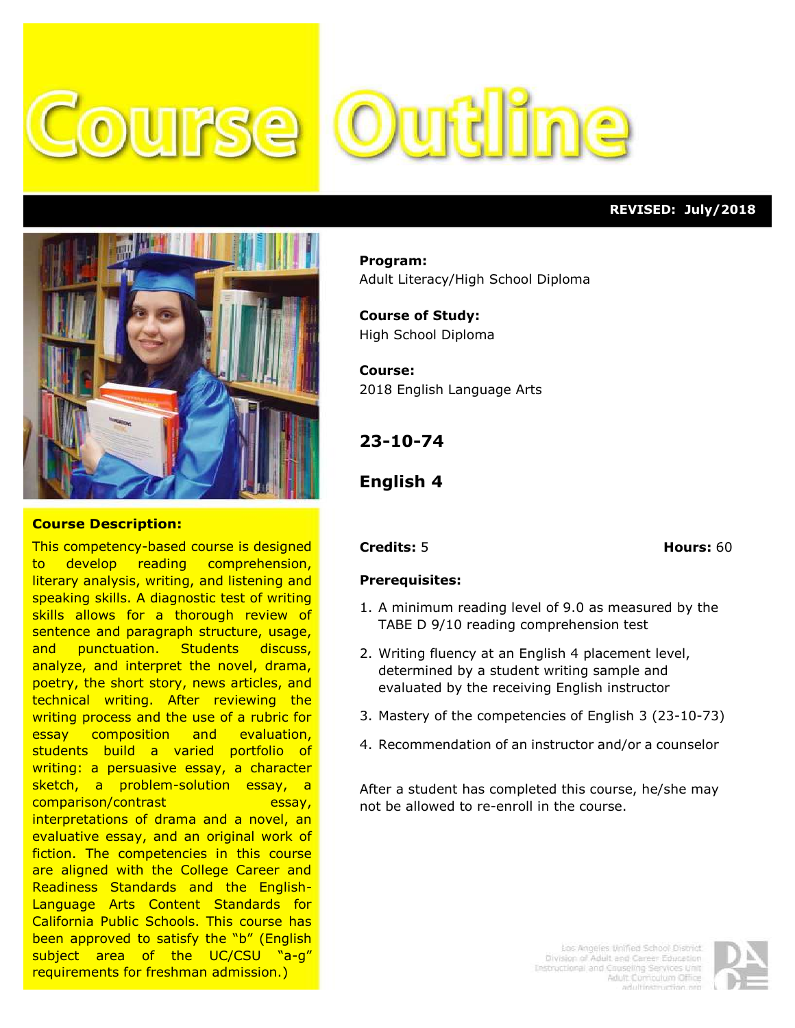# Course Outline

**REVISED: July/2018**

**Program:**
Adult Literacy/High School Diploma

**Course of Study:**
High School Diploma

**Course:**
2018 English Language Arts

## 23-10-74

## English 4

**Credits:** 5 **Hours:** 60

**Prerequisites:**

1. A minimum reading level of 9.0 as measured by the TABE D 9/10 reading comprehension test
2. Writing fluency at an English 4 placement level, determined by a student writing sample and evaluated by the receiving English instructor
3. Mastery of the competencies of English 3 (23-10-73)
4. Recommendation of an instructor and/or a counselor

After a student has completed this course, he/she may not be allowed to re-enroll in the course.

**Course Description:**

This competency-based course is designed to develop reading comprehension, literary analysis, writing, and listening and speaking skills. A diagnostic test of writing skills allows for a thorough review of sentence and paragraph structure, usage, and punctuation. Students discuss, analyze, and interpret the novel, drama, poetry, the short story, news articles, and technical writing. After reviewing the writing process and the use of a rubric for essay composition and evaluation, students build a varied portfolio of writing: a persuasive essay, a character sketch, a problem-solution essay, a comparison/contrast essay, interpretations of drama and a novel, an evaluative essay, and an original work of fiction. The competencies in this course are aligned with the College Career and Readiness Standards and the English-Language Arts Content Standards for California Public Schools. This course has been approved to satisfy the "b" (English subject area of the UC/CSU "a-g" requirements for freshman admission.)

Los Angeles Unified School District
Division of Adult and Career Education
Instructional and Counseling Services Unit
Adult Curriculum Office
adultinstruction.org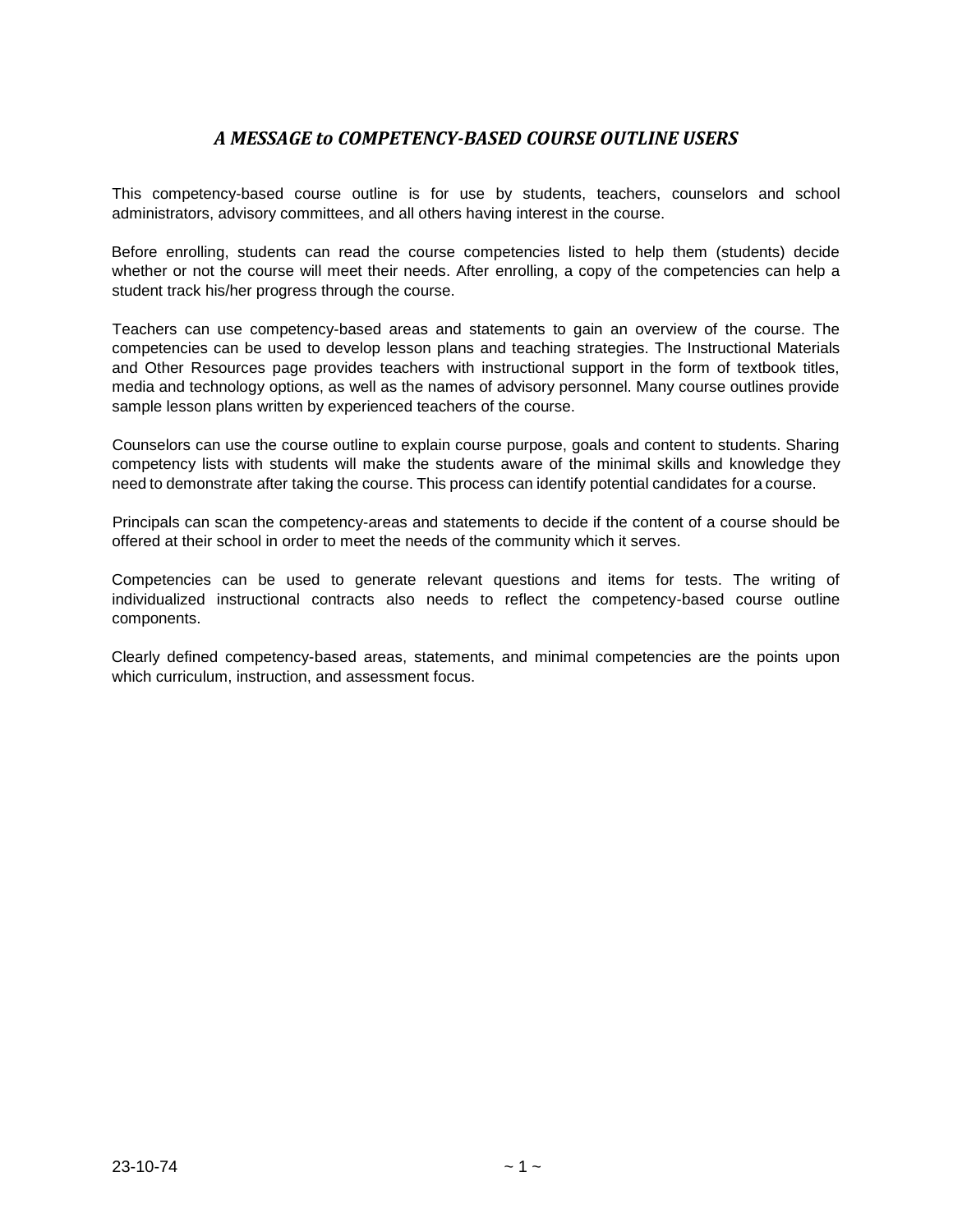## *A MESSAGE to COMPETENCY-BASED COURSE OUTLINE USERS*

This competency-based course outline is for use by students, teachers, counselors and school administrators, advisory committees, and all others having interest in the course.

Before enrolling, students can read the course competencies listed to help them (students) decide whether or not the course will meet their needs. After enrolling, a copy of the competencies can help a student track his/her progress through the course.

Teachers can use competency-based areas and statements to gain an overview of the course. The competencies can be used to develop lesson plans and teaching strategies. The Instructional Materials and Other Resources page provides teachers with instructional support in the form of textbook titles, media and technology options, as well as the names of advisory personnel. Many course outlines provide sample lesson plans written by experienced teachers of the course.

Counselors can use the course outline to explain course purpose, goals and content to students. Sharing competency lists with students will make the students aware of the minimal skills and knowledge they need to demonstrate after taking the course. This process can identify potential candidates for a course.

Principals can scan the competency-areas and statements to decide if the content of a course should be offered at their school in order to meet the needs of the community which it serves.

Competencies can be used to generate relevant questions and items for tests. The writing of individualized instructional contracts also needs to reflect the competency-based course outline components.

Clearly defined competency-based areas, statements, and minimal competencies are the points upon which curriculum, instruction, and assessment focus.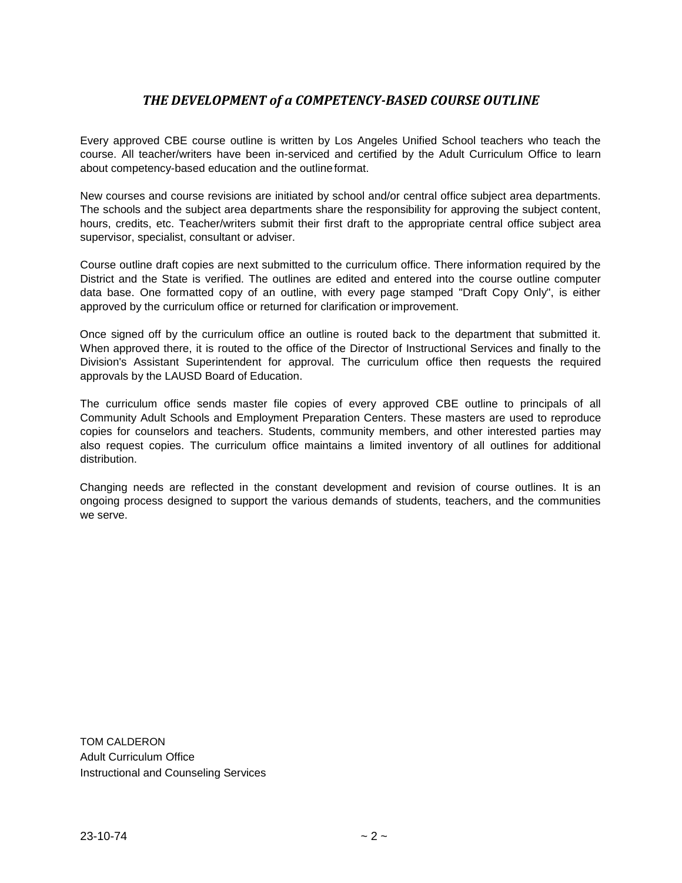## *THE DEVELOPMENT of a COMPETENCY-BASED COURSE OUTLINE*

Every approved CBE course outline is written by Los Angeles Unified School teachers who teach the course. All teacher/writers have been in-serviced and certified by the Adult Curriculum Office to learn about competency-based education and the outline format.

New courses and course revisions are initiated by school and/or central office subject area departments. The schools and the subject area departments share the responsibility for approving the subject content, hours, credits, etc. Teacher/writers submit their first draft to the appropriate central office subject area supervisor, specialist, consultant or adviser.

Course outline draft copies are next submitted to the curriculum office. There information required by the District and the State is verified. The outlines are edited and entered into the course outline computer data base. One formatted copy of an outline, with every page stamped "Draft Copy Only", is either approved by the curriculum office or returned for clarification or improvement.

Once signed off by the curriculum office an outline is routed back to the department that submitted it. When approved there, it is routed to the office of the Director of Instructional Services and finally to the Division's Assistant Superintendent for approval. The curriculum office then requests the required approvals by the LAUSD Board of Education.

The curriculum office sends master file copies of every approved CBE outline to principals of all Community Adult Schools and Employment Preparation Centers. These masters are used to reproduce copies for counselors and teachers. Students, community members, and other interested parties may also request copies. The curriculum office maintains a limited inventory of all outlines for additional distribution.

Changing needs are reflected in the constant development and revision of course outlines. It is an ongoing process designed to support the various demands of students, teachers, and the communities we serve.

TOM CALDERON
Adult Curriculum Office
Instructional and Counseling Services

23-10-74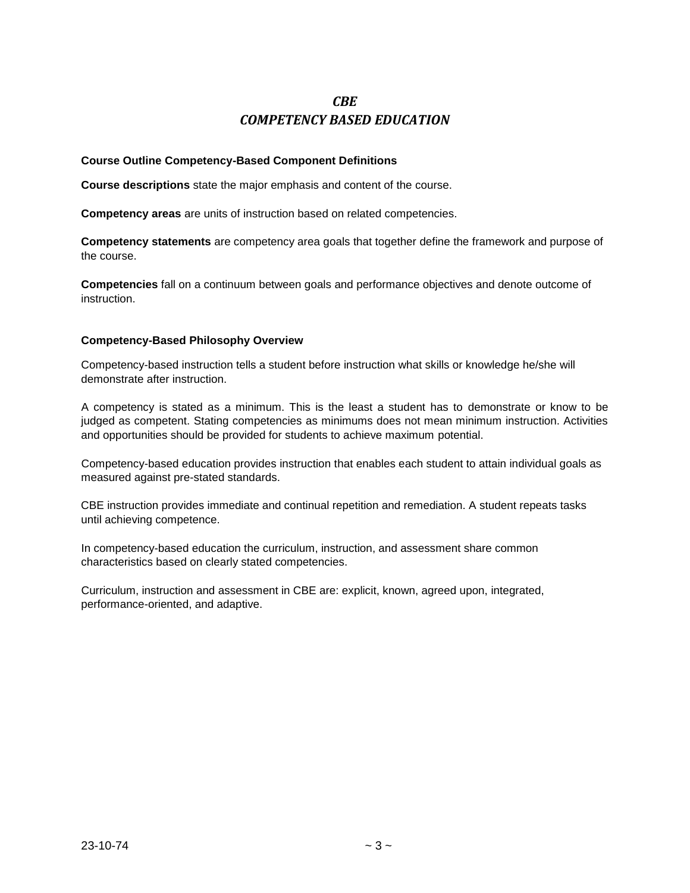# *CBE*
# *COMPETENCY BASED EDUCATION*

**Course Outline Competency-Based Component Definitions**

**Course descriptions** state the major emphasis and content of the course.

**Competency areas** are units of instruction based on related competencies.

**Competency statements** are competency area goals that together define the framework and purpose of the course.

**Competencies** fall on a continuum between goals and performance objectives and denote outcome of instruction.

**Competency-Based Philosophy Overview**

Competency-based instruction tells a student before instruction what skills or knowledge he/she will demonstrate after instruction.

A competency is stated as a minimum. This is the least a student has to demonstrate or know to be judged as competent. Stating competencies as minimums does not mean minimum instruction. Activities and opportunities should be provided for students to achieve maximum potential.

Competency-based education provides instruction that enables each student to attain individual goals as measured against pre-stated standards.

CBE instruction provides immediate and continual repetition and remediation. A student repeats tasks until achieving competence.

In competency-based education the curriculum, instruction, and assessment share common characteristics based on clearly stated competencies.

Curriculum, instruction and assessment in CBE are: explicit, known, agreed upon, integrated, performance-oriented, and adaptive.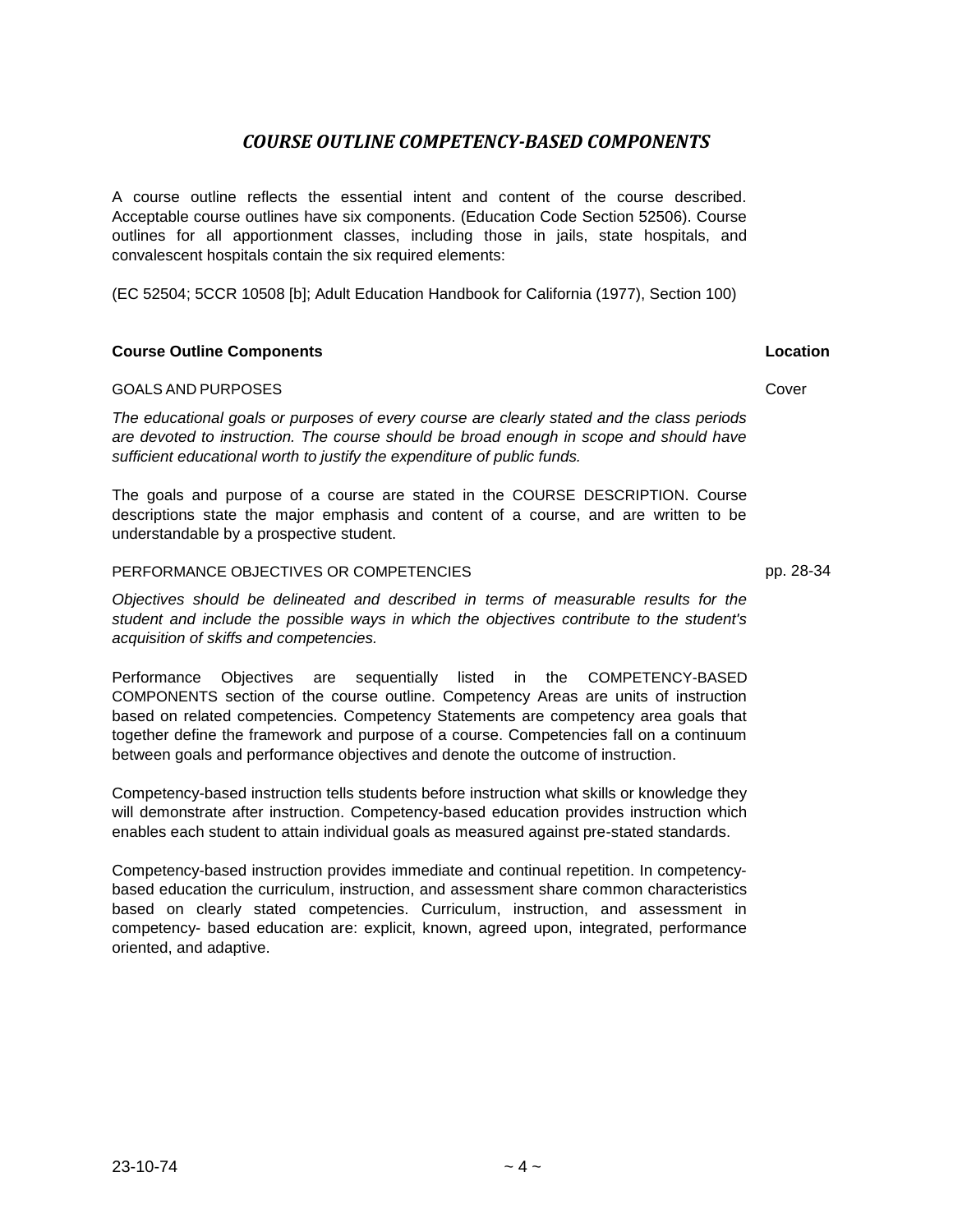## *COURSE OUTLINE COMPETENCY-BASED COMPONENTS*

A course outline reflects the essential intent and content of the course described. Acceptable course outlines have six components. (Education Code Section 52506). Course outlines for all apportionment classes, including those in jails, state hospitals, and convalescent hospitals contain the six required elements:

(EC 52504; 5CCR 10508 [b]; Adult Education Handbook for California (1977), Section 100)

| **Course Outline Components** | **Location** |
|---|---|
| GOALS AND PURPOSES | Cover |

*The educational goals or purposes of every course are clearly stated and the class periods are devoted to instruction. The course should be broad enough in scope and should have sufficient educational worth to justify the expenditure of public funds.*

The goals and purpose of a course are stated in the COURSE DESCRIPTION. Course descriptions state the major emphasis and content of a course, and are written to be understandable by a prospective student.

| | |
|---|---|
| PERFORMANCE OBJECTIVES OR COMPETENCIES | pp. 28-34 |

*Objectives should be delineated and described in terms of measurable results for the student and include the possible ways in which the objectives contribute to the student's acquisition of skiffs and competencies.*

Performance Objectives are sequentially listed in the COMPETENCY-BASED COMPONENTS section of the course outline. Competency Areas are units of instruction based on related competencies. Competency Statements are competency area goals that together define the framework and purpose of a course. Competencies fall on a continuum between goals and performance objectives and denote the outcome of instruction.

Competency-based instruction tells students before instruction what skills or knowledge they will demonstrate after instruction. Competency-based education provides instruction which enables each student to attain individual goals as measured against pre-stated standards.

Competency-based instruction provides immediate and continual repetition. In competency-based education the curriculum, instruction, and assessment share common characteristics based on clearly stated competencies. Curriculum, instruction, and assessment in competency- based education are: explicit, known, agreed upon, integrated, performance oriented, and adaptive.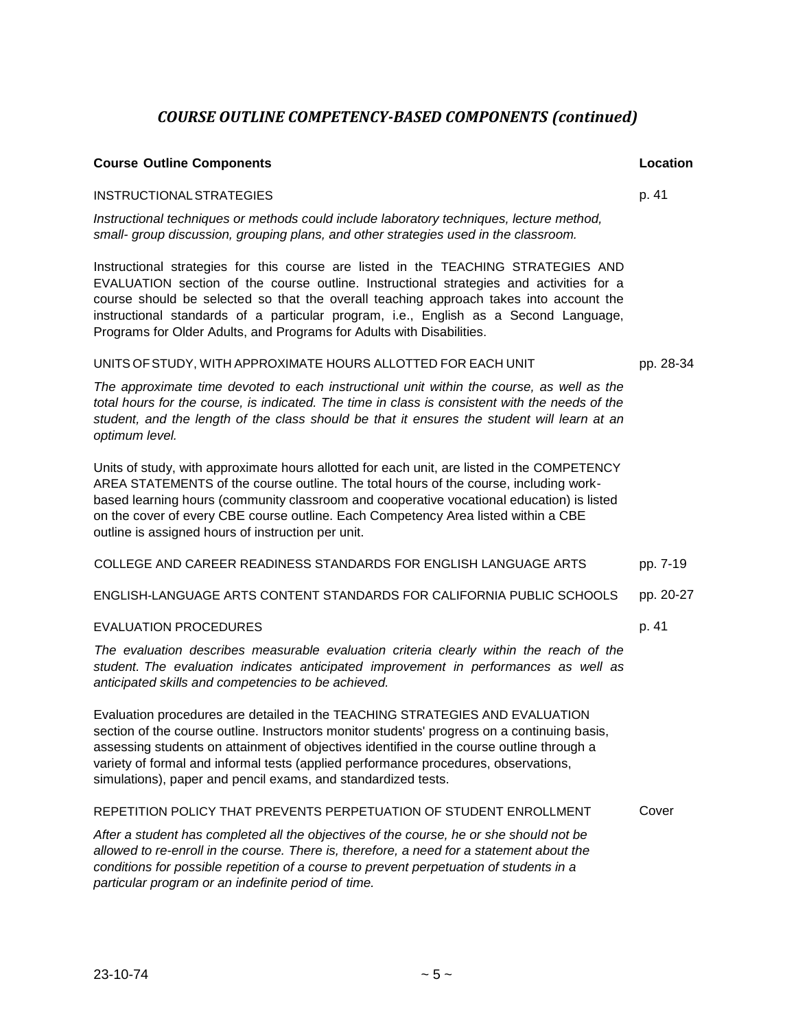## *COURSE OUTLINE COMPETENCY-BASED COMPONENTS (continued)*

| Course Outline Components | Location |
|---|---|
| INSTRUCTIONAL STRATEGIES | p. 41 |
| UNITS OF STUDY, WITH APPROXIMATE HOURS ALLOTTED FOR EACH UNIT | pp. 28-34 |
| COLLEGE AND CAREER READINESS STANDARDS FOR ENGLISH LANGUAGE ARTS | pp. 7-19 |
| ENGLISH-LANGUAGE ARTS CONTENT STANDARDS FOR CALIFORNIA PUBLIC SCHOOLS | pp. 20-27 |
| EVALUATION PROCEDURES | p. 41 |
| REPETITION POLICY THAT PREVENTS PERPETUATION OF STUDENT ENROLLMENT | Cover |

**Course Outline Components** — **Location**

INSTRUCTIONAL STRATEGIES — p. 41

*Instructional techniques or methods could include laboratory techniques, lecture method, small- group discussion, grouping plans, and other strategies used in the classroom.*

Instructional strategies for this course are listed in the TEACHING STRATEGIES AND EVALUATION section of the course outline. Instructional strategies and activities for a course should be selected so that the overall teaching approach takes into account the instructional standards of a particular program, i.e., English as a Second Language, Programs for Older Adults, and Programs for Adults with Disabilities.

UNITS OF STUDY, WITH APPROXIMATE HOURS ALLOTTED FOR EACH UNIT — pp. 28-34

*The approximate time devoted to each instructional unit within the course, as well as the total hours for the course, is indicated. The time in class is consistent with the needs of the student, and the length of the class should be that it ensures the student will learn at an optimum level.*

Units of study, with approximate hours allotted for each unit, are listed in the COMPETENCY AREA STATEMENTS of the course outline. The total hours of the course, including work-based learning hours (community classroom and cooperative vocational education) is listed on the cover of every CBE course outline. Each Competency Area listed within a CBE outline is assigned hours of instruction per unit.

COLLEGE AND CAREER READINESS STANDARDS FOR ENGLISH LANGUAGE ARTS — pp. 7-19

ENGLISH-LANGUAGE ARTS CONTENT STANDARDS FOR CALIFORNIA PUBLIC SCHOOLS — pp. 20-27

EVALUATION PROCEDURES — p. 41

*The evaluation describes measurable evaluation criteria clearly within the reach of the student. The evaluation indicates anticipated improvement in performances as well as anticipated skills and competencies to be achieved.*

Evaluation procedures are detailed in the TEACHING STRATEGIES AND EVALUATION section of the course outline. Instructors monitor students' progress on a continuing basis, assessing students on attainment of objectives identified in the course outline through a variety of formal and informal tests (applied performance procedures, observations, simulations), paper and pencil exams, and standardized tests.

REPETITION POLICY THAT PREVENTS PERPETUATION OF STUDENT ENROLLMENT — Cover

*After a student has completed all the objectives of the course, he or she should not be allowed to re-enroll in the course. There is, therefore, a need for a statement about the conditions for possible repetition of a course to prevent perpetuation of students in a particular program or an indefinite period of time.*

23-10-74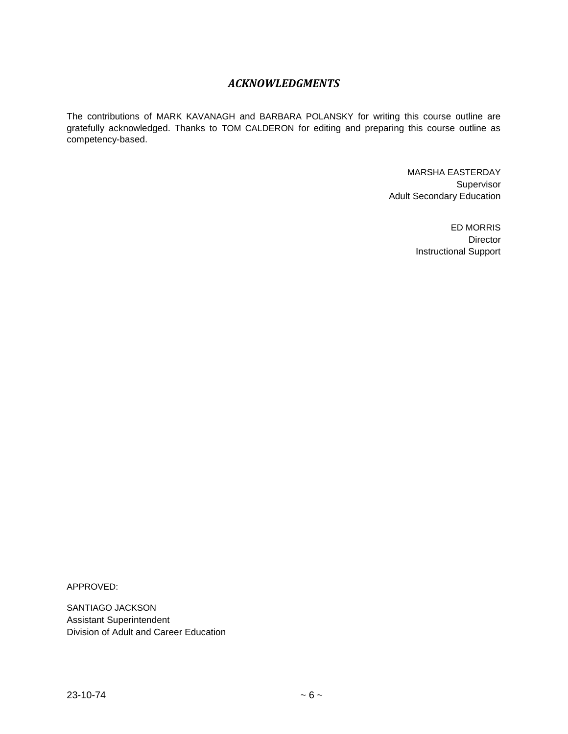## *ACKNOWLEDGMENTS*

The contributions of MARK KAVANAGH and BARBARA POLANSKY for writing this course outline are gratefully acknowledged. Thanks to TOM CALDERON for editing and preparing this course outline as competency-based.

MARSHA EASTERDAY
Supervisor
Adult Secondary Education

ED MORRIS
Director
Instructional Support

APPROVED:

SANTIAGO JACKSON
Assistant Superintendent
Division of Adult and Career Education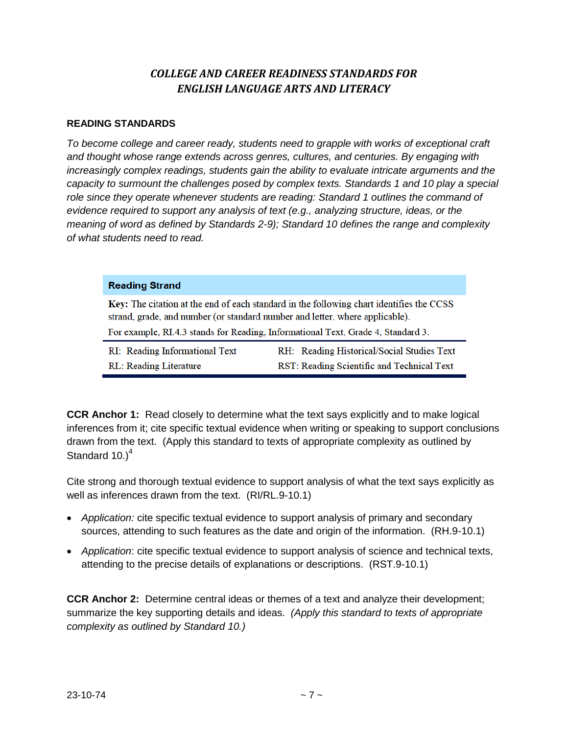## *COLLEGE AND CAREER READINESS STANDARDS FOR ENGLISH LANGUAGE ARTS AND LITERACY*

### READING STANDARDS

*To become college and career ready, students need to grapple with works of exceptional craft and thought whose range extends across genres, cultures, and centuries. By engaging with increasingly complex readings, students gain the ability to evaluate intricate arguments and the capacity to surmount the challenges posed by complex texts. Standards 1 and 10 play a special role since they operate whenever students are reading: Standard 1 outlines the command of evidence required to support any analysis of text (e.g., analyzing structure, ideas, or the meaning of word as defined by Standards 2-9); Standard 10 defines the range and complexity of what students need to read.*

| **Reading Strand** | |
|---|---|
| **Key:** The citation at the end of each standard in the following chart identifies the CCSS strand, grade, and number (or standard number and letter, where applicable). For example, RI.4.3 stands for Reading, Informational Text, Grade 4, Standard 3. | |
| RI: Reading Informational Text | RH: Reading Historical/Social Studies Text |
| RL: Reading Literature | RST: Reading Scientific and Technical Text |

**CCR Anchor 1:** Read closely to determine what the text says explicitly and to make logical inferences from it; cite specific textual evidence when writing or speaking to support conclusions drawn from the text. (Apply this standard to texts of appropriate complexity as outlined by Standard 10.)[4]

Cite strong and thorough textual evidence to support analysis of what the text says explicitly as well as inferences drawn from the text. (RI/RL.9-10.1)

- *Application:* cite specific textual evidence to support analysis of primary and secondary sources, attending to such features as the date and origin of the information. (RH.9-10.1)
- *Application*: cite specific textual evidence to support analysis of science and technical texts, attending to the precise details of explanations or descriptions. (RST.9-10.1)

**CCR Anchor 2:** Determine central ideas or themes of a text and analyze their development; summarize the key supporting details and ideas. *(Apply this standard to texts of appropriate complexity as outlined by Standard 10.)*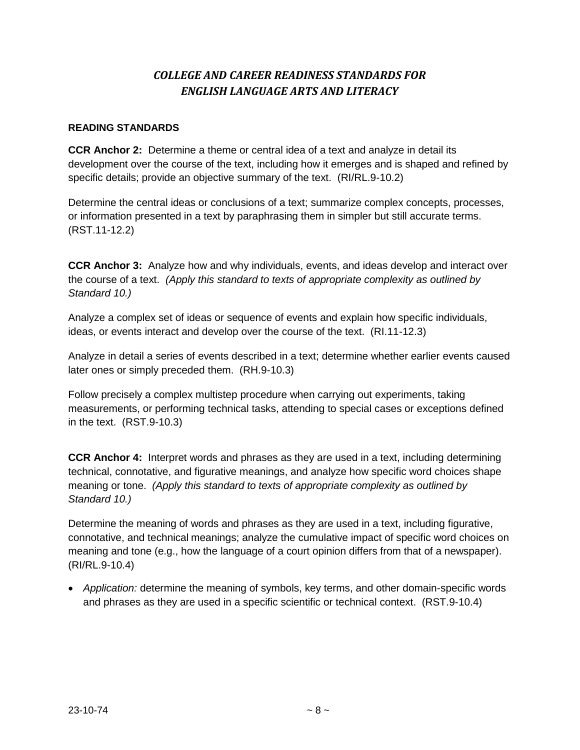## *COLLEGE AND CAREER READINESS STANDARDS FOR ENGLISH LANGUAGE ARTS AND LITERACY*

**READING STANDARDS**

**CCR Anchor 2:** Determine a theme or central idea of a text and analyze in detail its development over the course of the text, including how it emerges and is shaped and refined by specific details; provide an objective summary of the text. (RI/RL.9-10.2)

Determine the central ideas or conclusions of a text; summarize complex concepts, processes, or information presented in a text by paraphrasing them in simpler but still accurate terms. (RST.11-12.2)

**CCR Anchor 3:** Analyze how and why individuals, events, and ideas develop and interact over the course of a text. *(Apply this standard to texts of appropriate complexity as outlined by Standard 10.)*

Analyze a complex set of ideas or sequence of events and explain how specific individuals, ideas, or events interact and develop over the course of the text. (RI.11-12.3)

Analyze in detail a series of events described in a text; determine whether earlier events caused later ones or simply preceded them. (RH.9-10.3)

Follow precisely a complex multistep procedure when carrying out experiments, taking measurements, or performing technical tasks, attending to special cases or exceptions defined in the text. (RST.9-10.3)

**CCR Anchor 4:** Interpret words and phrases as they are used in a text, including determining technical, connotative, and figurative meanings, and analyze how specific word choices shape meaning or tone. *(Apply this standard to texts of appropriate complexity as outlined by Standard 10.)*

Determine the meaning of words and phrases as they are used in a text, including figurative, connotative, and technical meanings; analyze the cumulative impact of specific word choices on meaning and tone (e.g., how the language of a court opinion differs from that of a newspaper). (RI/RL.9-10.4)

- *Application:* determine the meaning of symbols, key terms, and other domain-specific words and phrases as they are used in a specific scientific or technical context. (RST.9-10.4)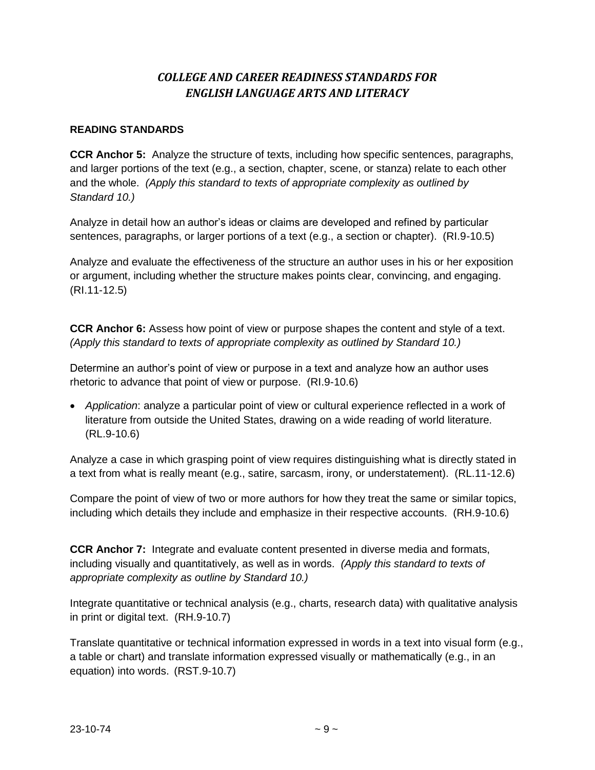# *COLLEGE AND CAREER READINESS STANDARDS FOR ENGLISH LANGUAGE ARTS AND LITERACY*

**READING STANDARDS**

**CCR Anchor 5:** Analyze the structure of texts, including how specific sentences, paragraphs, and larger portions of the text (e.g., a section, chapter, scene, or stanza) relate to each other and the whole. *(Apply this standard to texts of appropriate complexity as outlined by Standard 10.)*

Analyze in detail how an author's ideas or claims are developed and refined by particular sentences, paragraphs, or larger portions of a text (e.g., a section or chapter). (RI.9-10.5)

Analyze and evaluate the effectiveness of the structure an author uses in his or her exposition or argument, including whether the structure makes points clear, convincing, and engaging. (RI.11-12.5)

**CCR Anchor 6:** Assess how point of view or purpose shapes the content and style of a text. *(Apply this standard to texts of appropriate complexity as outlined by Standard 10.)*

Determine an author's point of view or purpose in a text and analyze how an author uses rhetoric to advance that point of view or purpose. (RI.9-10.6)

- *Application*: analyze a particular point of view or cultural experience reflected in a work of literature from outside the United States, drawing on a wide reading of world literature. (RL.9-10.6)

Analyze a case in which grasping point of view requires distinguishing what is directly stated in a text from what is really meant (e.g., satire, sarcasm, irony, or understatement). (RL.11-12.6)

Compare the point of view of two or more authors for how they treat the same or similar topics, including which details they include and emphasize in their respective accounts. (RH.9-10.6)

**CCR Anchor 7:** Integrate and evaluate content presented in diverse media and formats, including visually and quantitatively, as well as in words. *(Apply this standard to texts of appropriate complexity as outline by Standard 10.)*

Integrate quantitative or technical analysis (e.g., charts, research data) with qualitative analysis in print or digital text. (RH.9-10.7)

Translate quantitative or technical information expressed in words in a text into visual form (e.g., a table or chart) and translate information expressed visually or mathematically (e.g., in an equation) into words. (RST.9-10.7)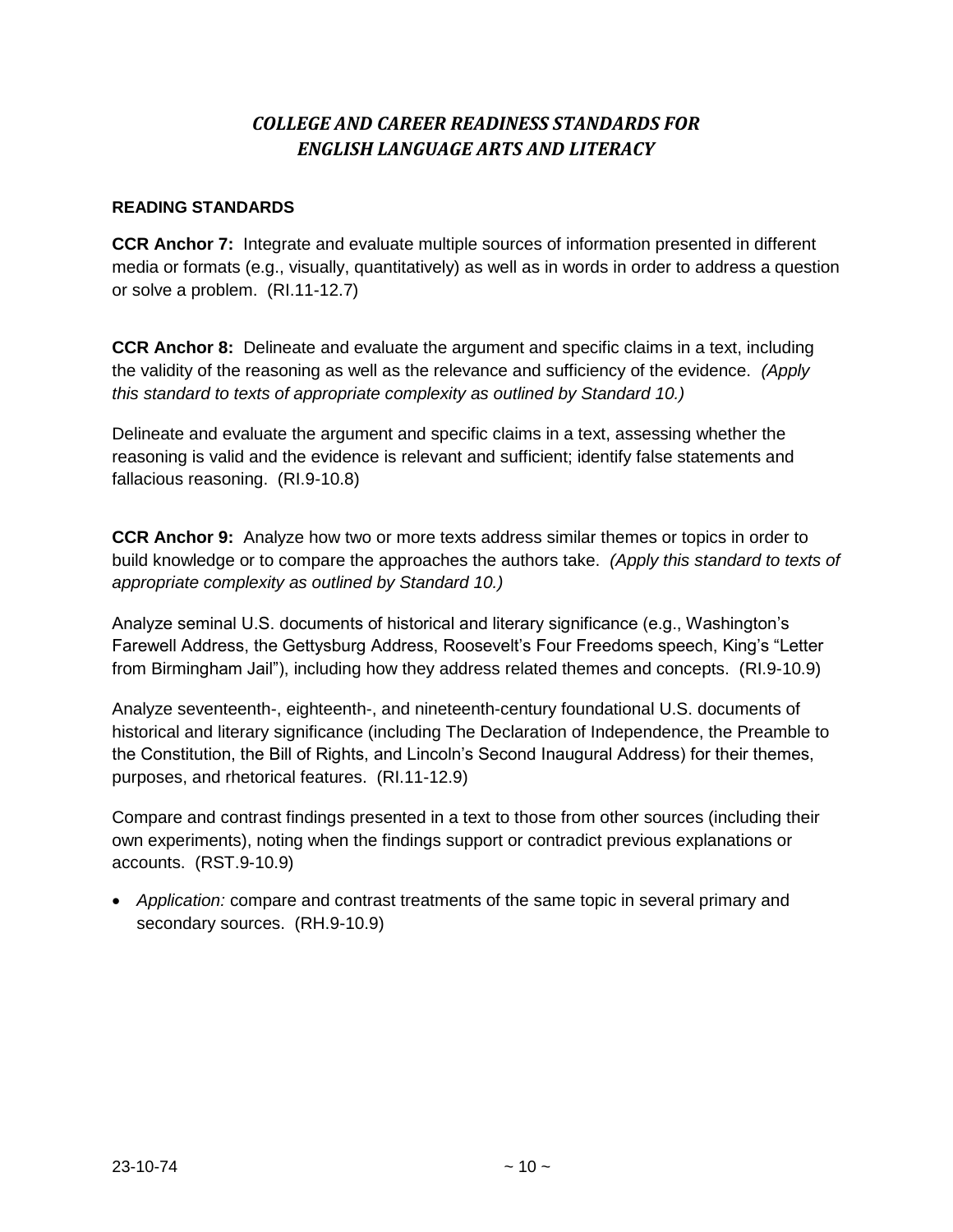## *COLLEGE AND CAREER READINESS STANDARDS FOR ENGLISH LANGUAGE ARTS AND LITERACY*

**READING STANDARDS**

**CCR Anchor 7:** Integrate and evaluate multiple sources of information presented in different media or formats (e.g., visually, quantitatively) as well as in words in order to address a question or solve a problem. (RI.11-12.7)

**CCR Anchor 8:** Delineate and evaluate the argument and specific claims in a text, including the validity of the reasoning as well as the relevance and sufficiency of the evidence. *(Apply this standard to texts of appropriate complexity as outlined by Standard 10.)*

Delineate and evaluate the argument and specific claims in a text, assessing whether the reasoning is valid and the evidence is relevant and sufficient; identify false statements and fallacious reasoning. (RI.9-10.8)

**CCR Anchor 9:** Analyze how two or more texts address similar themes or topics in order to build knowledge or to compare the approaches the authors take. *(Apply this standard to texts of appropriate complexity as outlined by Standard 10.)*

Analyze seminal U.S. documents of historical and literary significance (e.g., Washington's Farewell Address, the Gettysburg Address, Roosevelt's Four Freedoms speech, King's "Letter from Birmingham Jail"), including how they address related themes and concepts. (RI.9-10.9)

Analyze seventeenth-, eighteenth-, and nineteenth-century foundational U.S. documents of historical and literary significance (including The Declaration of Independence, the Preamble to the Constitution, the Bill of Rights, and Lincoln's Second Inaugural Address) for their themes, purposes, and rhetorical features. (RI.11-12.9)

Compare and contrast findings presented in a text to those from other sources (including their own experiments), noting when the findings support or contradict previous explanations or accounts. (RST.9-10.9)

- *Application:* compare and contrast treatments of the same topic in several primary and secondary sources. (RH.9-10.9)

23-10-74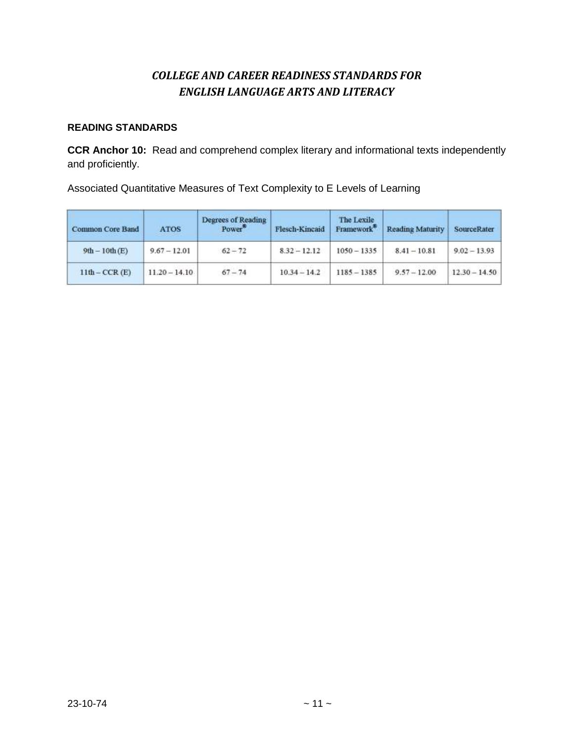## *COLLEGE AND CAREER READINESS STANDARDS FOR ENGLISH LANGUAGE ARTS AND LITERACY*

**READING STANDARDS**

**CCR Anchor 10:** Read and comprehend complex literary and informational texts independently and proficiently.

Associated Quantitative Measures of Text Complexity to E Levels of Learning

| Common Core Band | ATOS | Degrees of Reading Power® | Flesch-Kincaid | The Lexile Framework® | Reading Maturity | SourceRater |
|---|---|---|---|---|---|---|
| 9th – 10th (E) | 9.67 – 12.01 | 62 – 72 | 8.32 – 12.12 | 1050 – 1335 | 8.41 – 10.81 | 9.02 – 13.93 |
| 11th – CCR (E) | 11.20 – 14.10 | 67 – 74 | 10.34 – 14.2 | 1185 – 1385 | 9.57 – 12.00 | 12.30 – 14.50 |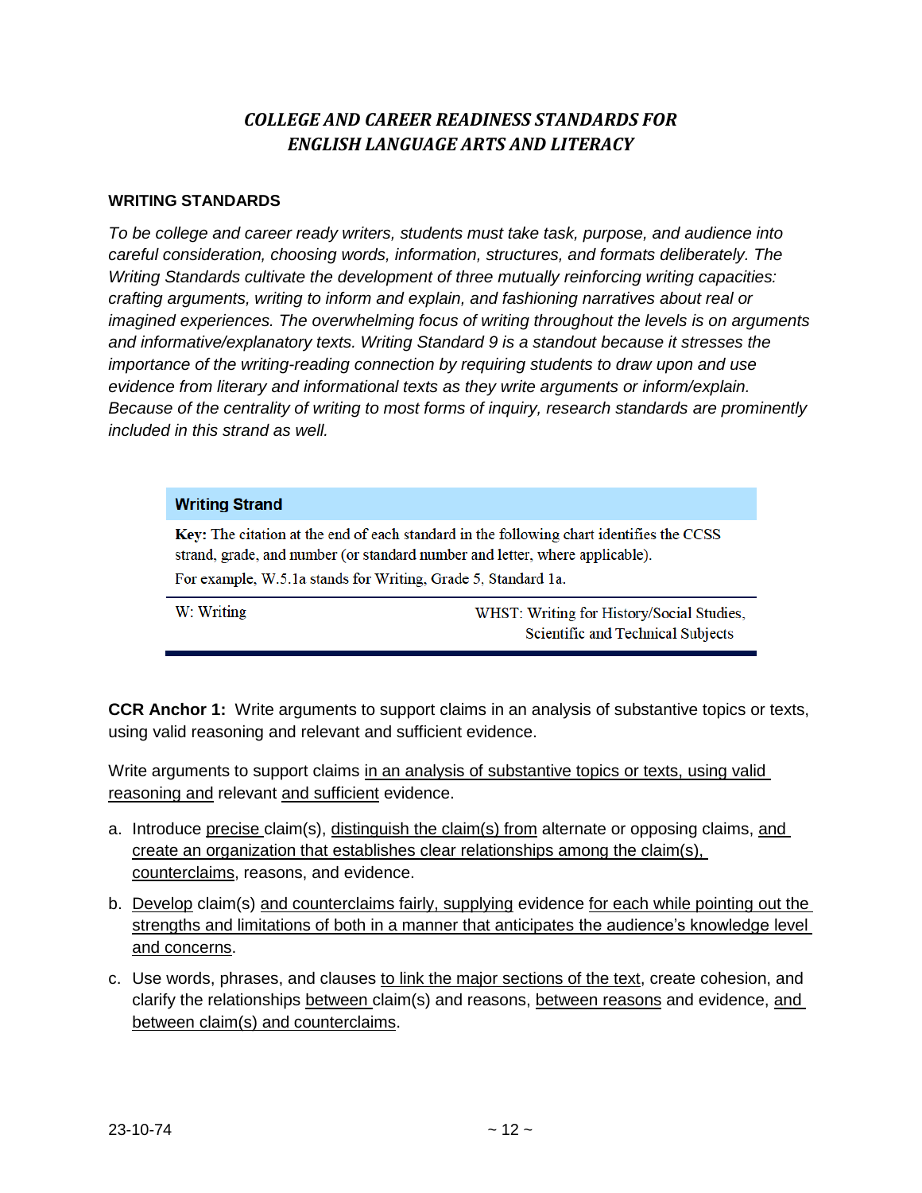## *COLLEGE AND CAREER READINESS STANDARDS FOR ENGLISH LANGUAGE ARTS AND LITERACY*

### WRITING STANDARDS

*To be college and career ready writers, students must take task, purpose, and audience into careful consideration, choosing words, information, structures, and formats deliberately. The Writing Standards cultivate the development of three mutually reinforcing writing capacities: crafting arguments, writing to inform and explain, and fashioning narratives about real or imagined experiences. The overwhelming focus of writing throughout the levels is on arguments and informative/explanatory texts. Writing Standard 9 is a standout because it stresses the importance of the writing-reading connection by requiring students to draw upon and use evidence from literary and informational texts as they write arguments or inform/explain. Because of the centrality of writing to most forms of inquiry, research standards are prominently included in this strand as well.*

| **Writing Strand** | |
|---|---|
| **Key:** The citation at the end of each standard in the following chart identifies the CCSS strand, grade, and number (or standard number and letter, where applicable). For example, W.5.1a stands for Writing, Grade 5, Standard 1a. | |
| W: Writing | WHST: Writing for History/Social Studies, Scientific and Technical Subjects |

**CCR Anchor 1:** Write arguments to support claims in an analysis of substantive topics or texts, using valid reasoning and relevant and sufficient evidence.

Write arguments to support claims <u>in an analysis of substantive topics or texts, using valid reasoning and</u> relevant <u>and sufficient</u> evidence.

a. Introduce <u>precise</u> claim(s), <u>distinguish the claim(s) from</u> alternate or opposing claims, <u>and create an organization that establishes clear relationships among the claim(s), counterclaims</u>, reasons, and evidence.

b. <u>Develop</u> claim(s) <u>and counterclaims fairly, supplying</u> evidence <u>for each while pointing out the strengths and limitations of both in a manner that anticipates the audience's knowledge level and concerns</u>.

c. Use words, phrases, and clauses <u>to link the major sections of the text</u>, create cohesion, and clarify the relationships <u>between</u> claim(s) and reasons, <u>between reasons</u> and evidence, <u>and between claim(s) and counterclaims</u>.

23-10-74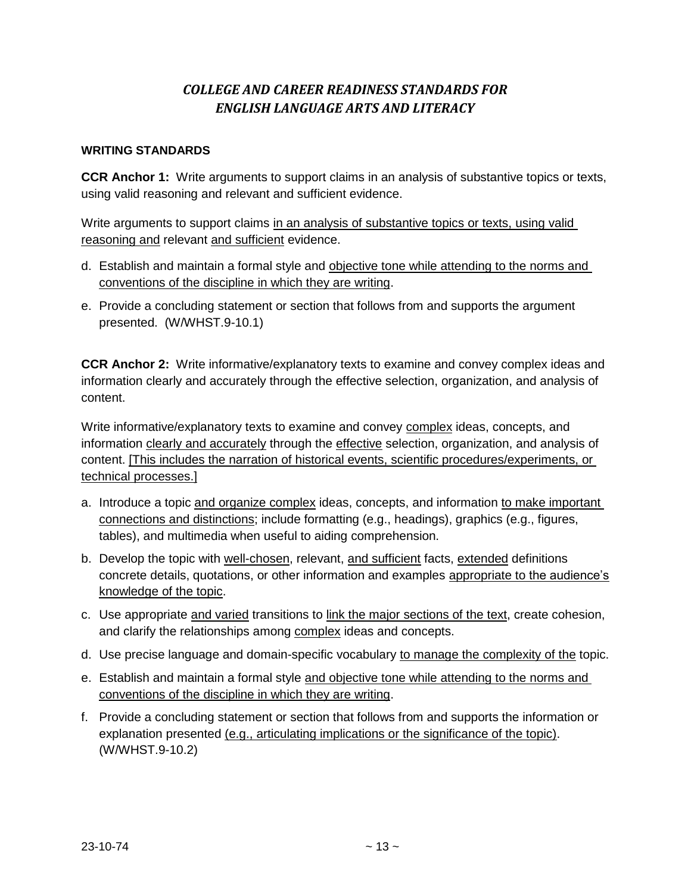## *COLLEGE AND CAREER READINESS STANDARDS FOR ENGLISH LANGUAGE ARTS AND LITERACY*

**WRITING STANDARDS**

**CCR Anchor 1:** Write arguments to support claims in an analysis of substantive topics or texts, using valid reasoning and relevant and sufficient evidence.

Write arguments to support claims <u>in an analysis of substantive topics or texts, using valid reasoning and</u> relevant <u>and sufficient</u> evidence.

d. Establish and maintain a formal style and <u>objective tone while attending to the norms and conventions of the discipline in which they are writing</u>.

e. Provide a concluding statement or section that follows from and supports the argument presented. (W/WHST.9-10.1)

**CCR Anchor 2:** Write informative/explanatory texts to examine and convey complex ideas and information clearly and accurately through the effective selection, organization, and analysis of content.

Write informative/explanatory texts to examine and convey <u>complex</u> ideas, concepts, and information <u>clearly and accurately</u> through the <u>effective</u> selection, organization, and analysis of content. <u>[This includes the narration of historical events, scientific procedures/experiments, or technical processes.]</u>

a. Introduce a topic <u>and organize complex</u> ideas, concepts, and information <u>to make important connections and distinctions</u>; include formatting (e.g., headings), graphics (e.g., figures, tables), and multimedia when useful to aiding comprehension.

b. Develop the topic with <u>well-chosen</u>, relevant, <u>and sufficient</u> facts, <u>extended</u> definitions concrete details, quotations, or other information and examples <u>appropriate to the audience's knowledge of the topic</u>.

c. Use appropriate <u>and varied</u> transitions to <u>link the major sections of the text</u>, create cohesion, and clarify the relationships among <u>complex</u> ideas and concepts.

d. Use precise language and domain-specific vocabulary <u>to manage the complexity of the</u> topic.

e. Establish and maintain a formal style <u>and objective tone while attending to the norms and conventions of the discipline in which they are writing</u>.

f. Provide a concluding statement or section that follows from and supports the information or explanation presented <u>(e.g., articulating implications or the significance of the topic)</u>. (W/WHST.9-10.2)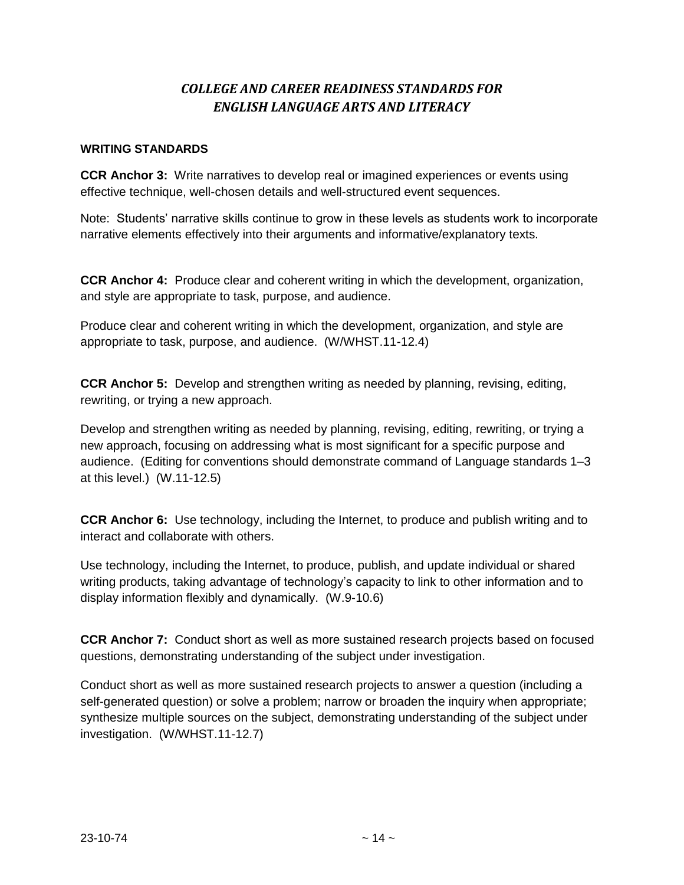# *COLLEGE AND CAREER READINESS STANDARDS FOR ENGLISH LANGUAGE ARTS AND LITERACY*

**WRITING STANDARDS**

**CCR Anchor 3:** Write narratives to develop real or imagined experiences or events using effective technique, well-chosen details and well-structured event sequences.

Note: Students' narrative skills continue to grow in these levels as students work to incorporate narrative elements effectively into their arguments and informative/explanatory texts.

**CCR Anchor 4:** Produce clear and coherent writing in which the development, organization, and style are appropriate to task, purpose, and audience.

Produce clear and coherent writing in which the development, organization, and style are appropriate to task, purpose, and audience. (W/WHST.11-12.4)

**CCR Anchor 5:** Develop and strengthen writing as needed by planning, revising, editing, rewriting, or trying a new approach.

Develop and strengthen writing as needed by planning, revising, editing, rewriting, or trying a new approach, focusing on addressing what is most significant for a specific purpose and audience. (Editing for conventions should demonstrate command of Language standards 1–3 at this level.) (W.11-12.5)

**CCR Anchor 6:** Use technology, including the Internet, to produce and publish writing and to interact and collaborate with others.

Use technology, including the Internet, to produce, publish, and update individual or shared writing products, taking advantage of technology's capacity to link to other information and to display information flexibly and dynamically. (W.9-10.6)

**CCR Anchor 7:** Conduct short as well as more sustained research projects based on focused questions, demonstrating understanding of the subject under investigation.

Conduct short as well as more sustained research projects to answer a question (including a self-generated question) or solve a problem; narrow or broaden the inquiry when appropriate; synthesize multiple sources on the subject, demonstrating understanding of the subject under investigation. (W/WHST.11-12.7)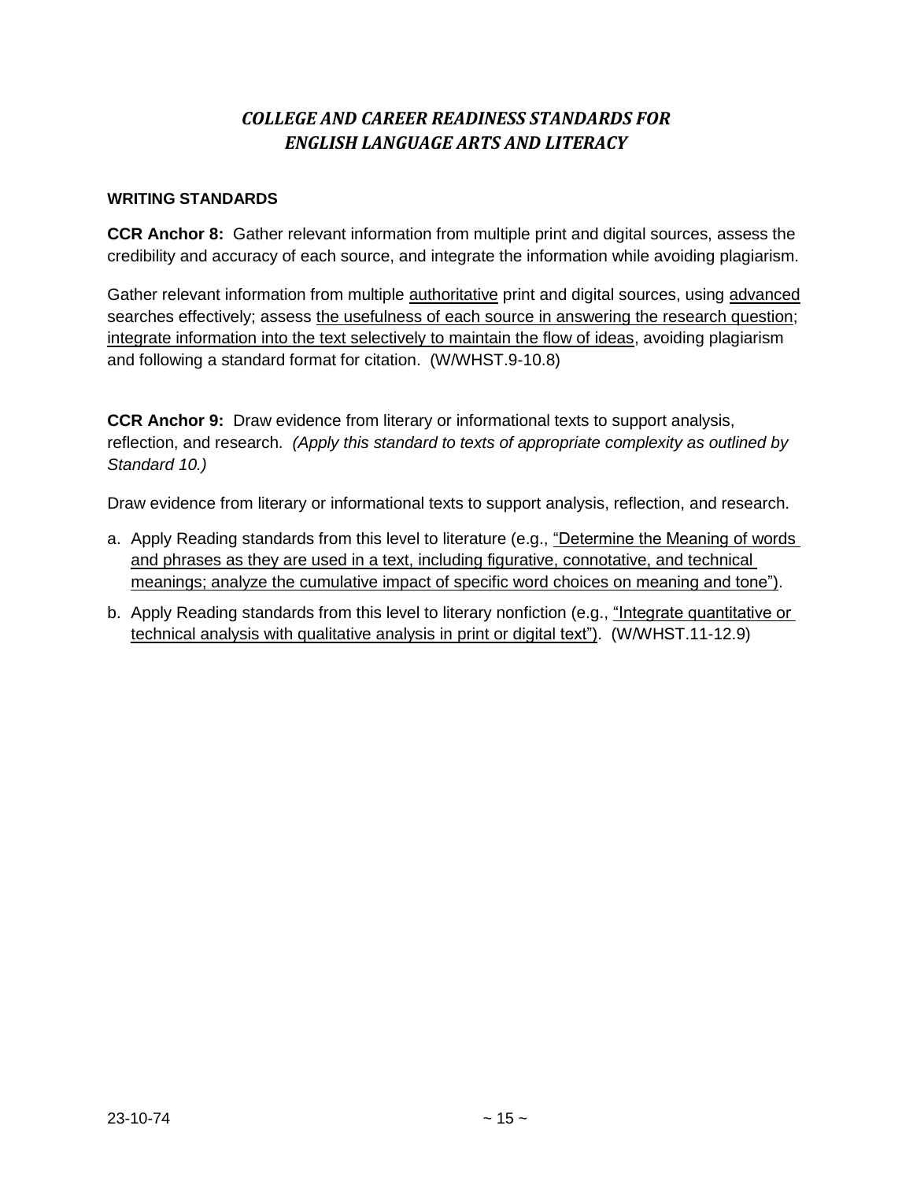## *COLLEGE AND CAREER READINESS STANDARDS FOR ENGLISH LANGUAGE ARTS AND LITERACY*

**WRITING STANDARDS**

**CCR Anchor 8:** Gather relevant information from multiple print and digital sources, assess the credibility and accuracy of each source, and integrate the information while avoiding plagiarism.

Gather relevant information from multiple <u>authoritative</u> print and digital sources, using <u>advanced</u> searches effectively; assess <u>the usefulness of each source in answering the research question</u>; <u>integrate information into the text selectively to maintain the flow of ideas</u>, avoiding plagiarism and following a standard format for citation. (W/WHST.9-10.8)

**CCR Anchor 9:** Draw evidence from literary or informational texts to support analysis, reflection, and research. *(Apply this standard to texts of appropriate complexity as outlined by Standard 10.)*

Draw evidence from literary or informational texts to support analysis, reflection, and research.

a. Apply Reading standards from this level to literature (e.g., <u>"Determine the Meaning of words and phrases as they are used in a text, including figurative, connotative, and technical meanings; analyze the cumulative impact of specific word choices on meaning and tone")</u>.

b. Apply Reading standards from this level to literary nonfiction (e.g., <u>"Integrate quantitative or technical analysis with qualitative analysis in print or digital text")</u>. (W/WHST.11-12.9)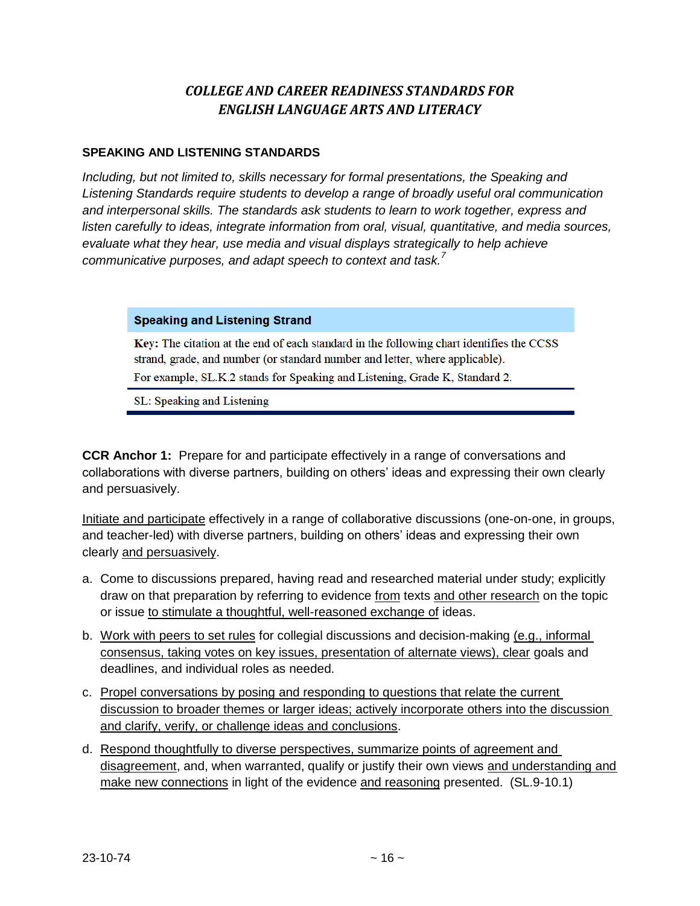# *COLLEGE AND CAREER READINESS STANDARDS FOR ENGLISH LANGUAGE ARTS AND LITERACY*

## SPEAKING AND LISTENING STANDARDS

*Including, but not limited to, skills necessary for formal presentations, the Speaking and Listening Standards require students to develop a range of broadly useful oral communication and interpersonal skills. The standards ask students to learn to work together, express and listen carefully to ideas, integrate information from oral, visual, quantitative, and media sources, evaluate what they hear, use media and visual displays strategically to help achieve communicative purposes, and adapt speech to context and task.*[7]

| **Speaking and Listening Strand** |
|---|
| **Key:** The citation at the end of each standard in the following chart identifies the CCSS strand, grade, and number (or standard number and letter, where applicable). For example, SL.K.2 stands for Speaking and Listening, Grade K, Standard 2. |
| SL: Speaking and Listening |

**CCR Anchor 1:** Prepare for and participate effectively in a range of conversations and collaborations with diverse partners, building on others' ideas and expressing their own clearly and persuasively.

<u>Initiate and participate</u> effectively in a range of collaborative discussions (one-on-one, in groups, and teacher-led) with diverse partners, building on others' ideas and expressing their own clearly <u>and persuasively</u>.

a. Come to discussions prepared, having read and researched material under study; explicitly draw on that preparation by referring to evidence <u>from</u> texts <u>and other research</u> on the topic or issue <u>to stimulate a thoughtful, well-reasoned exchange of</u> ideas.

b. <u>Work with peers to set rules</u> for collegial discussions and decision-making <u>(e.g., informal consensus, taking votes on key issues, presentation of alternate views), clear</u> goals and deadlines, and individual roles as needed.

c. <u>Propel conversations by posing and responding to questions that relate the current discussion to broader themes or larger ideas; actively incorporate others into the discussion and clarify, verify, or challenge ideas and conclusions</u>.

d. <u>Respond thoughtfully to diverse perspectives, summarize points of agreement and disagreement</u>, and, when warranted, qualify or justify their own views <u>and understanding and make new connections</u> in light of the evidence <u>and reasoning</u> presented. (SL.9-10.1)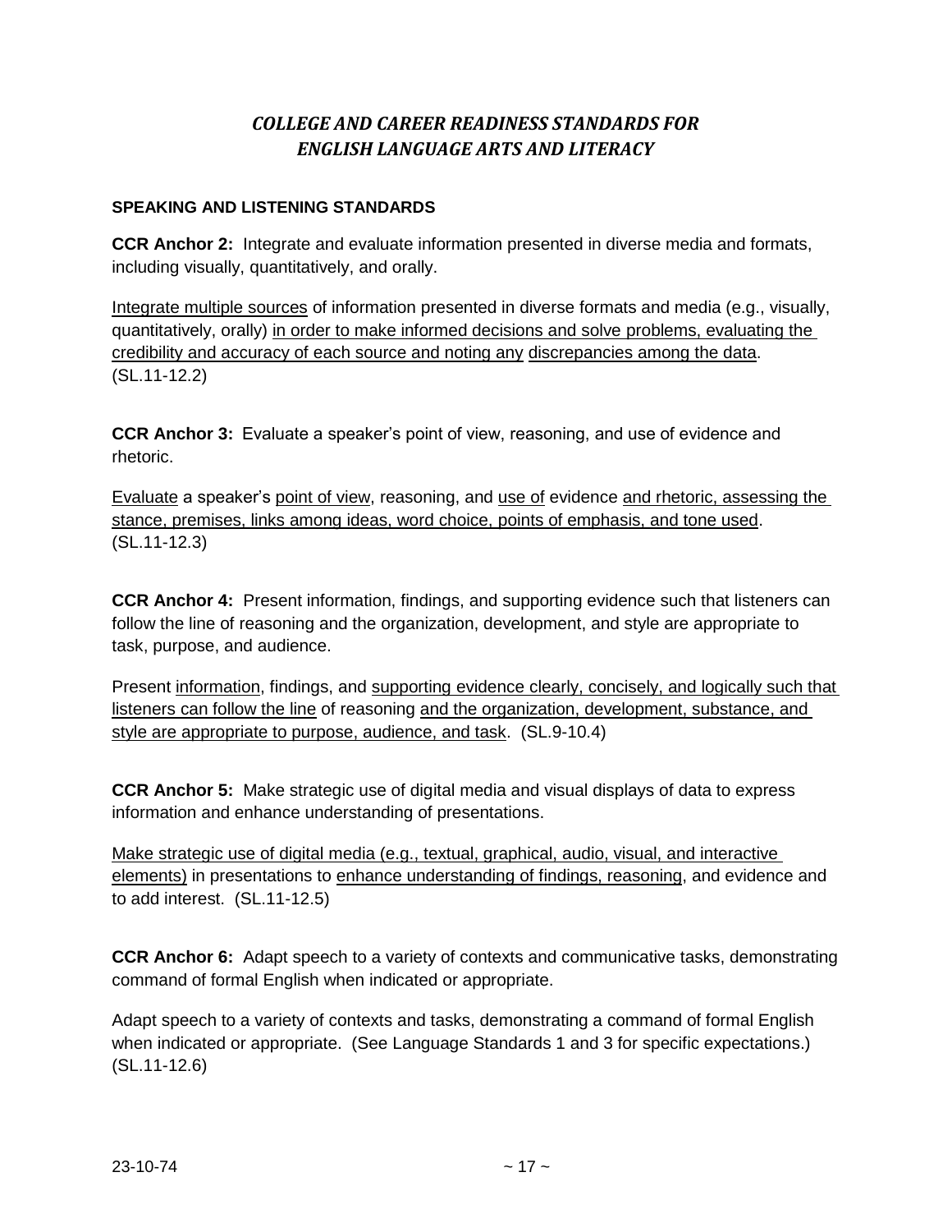## *COLLEGE AND CAREER READINESS STANDARDS FOR ENGLISH LANGUAGE ARTS AND LITERACY*

**SPEAKING AND LISTENING STANDARDS**

**CCR Anchor 2:** Integrate and evaluate information presented in diverse media and formats, including visually, quantitatively, and orally.

<u>Integrate multiple sources</u> of information presented in diverse formats and media (e.g., visually, quantitatively, orally) <u>in order to make informed decisions and solve problems, evaluating the credibility and accuracy of each source and noting any</u> <u>discrepancies among the data</u>. (SL.11-12.2)

**CCR Anchor 3:** Evaluate a speaker's point of view, reasoning, and use of evidence and rhetoric.

<u>Evaluate</u> a speaker's <u>point of view</u>, reasoning, and <u>use of</u> evidence <u>and rhetoric, assessing the stance, premises, links among ideas, word choice, points of emphasis, and tone used</u>. (SL.11-12.3)

**CCR Anchor 4:** Present information, findings, and supporting evidence such that listeners can follow the line of reasoning and the organization, development, and style are appropriate to task, purpose, and audience.

Present <u>information</u>, findings, and <u>supporting evidence clearly, concisely, and logically such that listeners can follow the line</u> of reasoning <u>and the organization, development, substance, and style are appropriate to purpose, audience, and task</u>. (SL.9-10.4)

**CCR Anchor 5:** Make strategic use of digital media and visual displays of data to express information and enhance understanding of presentations.

<u>Make strategic use of digital media (e.g., textual, graphical, audio, visual, and interactive elements)</u> in presentations to <u>enhance understanding of findings, reasoning</u>, and evidence and to add interest. (SL.11-12.5)

**CCR Anchor 6:** Adapt speech to a variety of contexts and communicative tasks, demonstrating command of formal English when indicated or appropriate.

Adapt speech to a variety of contexts and tasks, demonstrating a command of formal English when indicated or appropriate. (See Language Standards 1 and 3 for specific expectations.) (SL.11-12.6)

23-10-74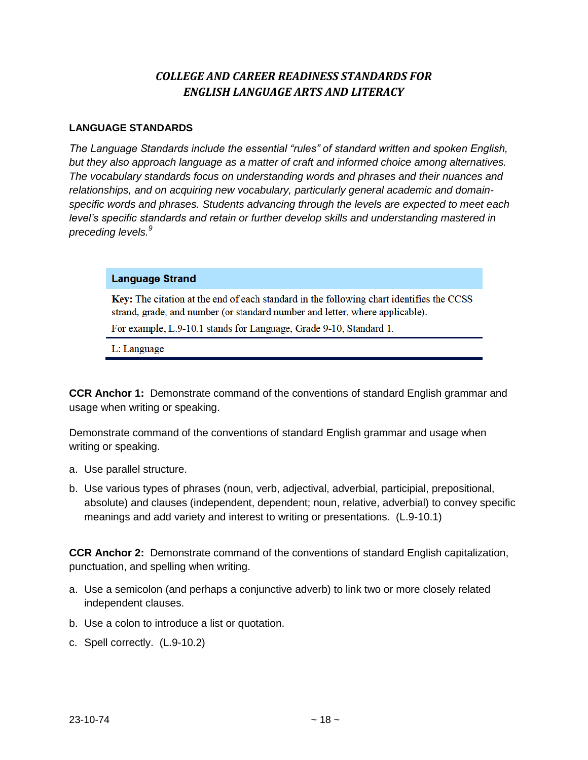## *COLLEGE AND CAREER READINESS STANDARDS FOR ENGLISH LANGUAGE ARTS AND LITERACY*

### LANGUAGE STANDARDS

*The Language Standards include the essential "rules" of standard written and spoken English, but they also approach language as a matter of craft and informed choice among alternatives. The vocabulary standards focus on understanding words and phrases and their nuances and relationships, and on acquiring new vocabulary, particularly general academic and domain-specific words and phrases. Students advancing through the levels are expected to meet each level's specific standards and retain or further develop skills and understanding mastered in preceding levels.*[9]

| **Language Strand** |
| --- |
| **Key:** The citation at the end of each standard in the following chart identifies the CCSS strand, grade, and number (or standard number and letter, where applicable). For example, L.9-10.1 stands for Language, Grade 9-10, Standard 1. |
| L: Language |

**CCR Anchor 1:** Demonstrate command of the conventions of standard English grammar and usage when writing or speaking.

Demonstrate command of the conventions of standard English grammar and usage when writing or speaking.

a. Use parallel structure.

b. Use various types of phrases (noun, verb, adjectival, adverbial, participial, prepositional, absolute) and clauses (independent, dependent; noun, relative, adverbial) to convey specific meanings and add variety and interest to writing or presentations. (L.9-10.1)

**CCR Anchor 2:** Demonstrate command of the conventions of standard English capitalization, punctuation, and spelling when writing.

a. Use a semicolon (and perhaps a conjunctive adverb) to link two or more closely related independent clauses.

b. Use a colon to introduce a list or quotation.

c. Spell correctly. (L.9-10.2)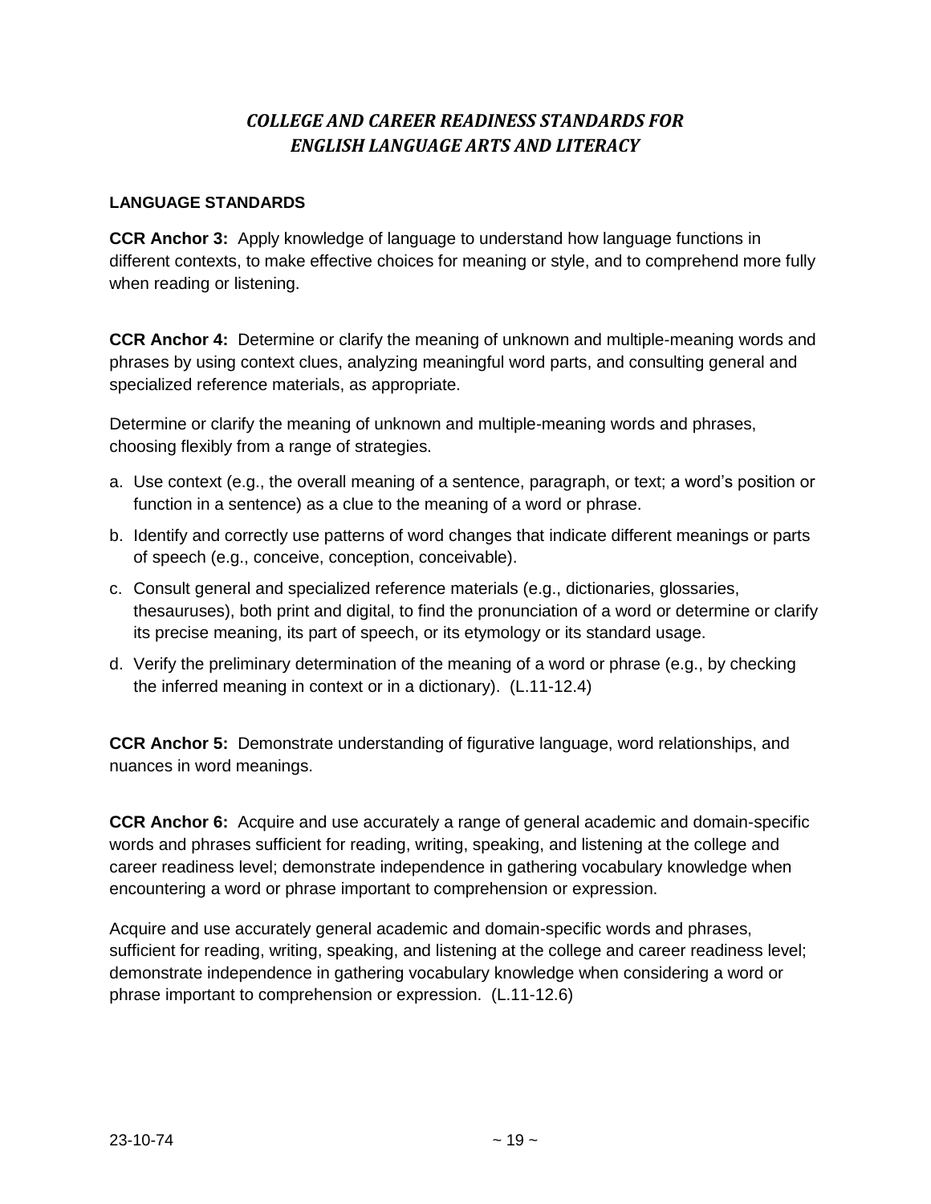## *COLLEGE AND CAREER READINESS STANDARDS FOR ENGLISH LANGUAGE ARTS AND LITERACY*

### LANGUAGE STANDARDS

**CCR Anchor 3:** Apply knowledge of language to understand how language functions in different contexts, to make effective choices for meaning or style, and to comprehend more fully when reading or listening.

**CCR Anchor 4:** Determine or clarify the meaning of unknown and multiple-meaning words and phrases by using context clues, analyzing meaningful word parts, and consulting general and specialized reference materials, as appropriate.

Determine or clarify the meaning of unknown and multiple-meaning words and phrases, choosing flexibly from a range of strategies.

a. Use context (e.g., the overall meaning of a sentence, paragraph, or text; a word's position or function in a sentence) as a clue to the meaning of a word or phrase.
b. Identify and correctly use patterns of word changes that indicate different meanings or parts of speech (e.g., conceive, conception, conceivable).
c. Consult general and specialized reference materials (e.g., dictionaries, glossaries, thesauruses), both print and digital, to find the pronunciation of a word or determine or clarify its precise meaning, its part of speech, or its etymology or its standard usage.
d. Verify the preliminary determination of the meaning of a word or phrase (e.g., by checking the inferred meaning in context or in a dictionary). (L.11-12.4)

**CCR Anchor 5:** Demonstrate understanding of figurative language, word relationships, and nuances in word meanings.

**CCR Anchor 6:** Acquire and use accurately a range of general academic and domain-specific words and phrases sufficient for reading, writing, speaking, and listening at the college and career readiness level; demonstrate independence in gathering vocabulary knowledge when encountering a word or phrase important to comprehension or expression.

Acquire and use accurately general academic and domain-specific words and phrases, sufficient for reading, writing, speaking, and listening at the college and career readiness level; demonstrate independence in gathering vocabulary knowledge when considering a word or phrase important to comprehension or expression. (L.11-12.6)

23-10-74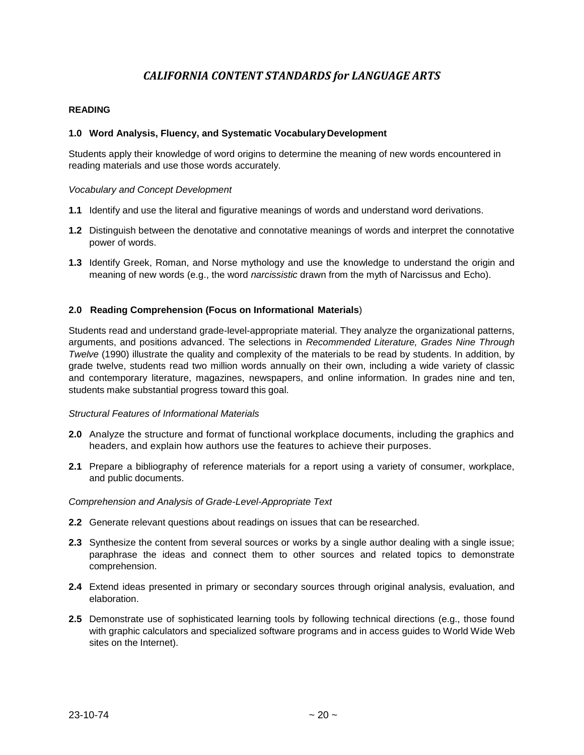# *CALIFORNIA CONTENT STANDARDS for LANGUAGE ARTS*

**READING**

**1.0 Word Analysis, Fluency, and Systematic Vocabulary Development**

Students apply their knowledge of word origins to determine the meaning of new words encountered in reading materials and use those words accurately.

*Vocabulary and Concept Development*

**1.1** Identify and use the literal and figurative meanings of words and understand word derivations.

**1.2** Distinguish between the denotative and connotative meanings of words and interpret the connotative power of words.

**1.3** Identify Greek, Roman, and Norse mythology and use the knowledge to understand the origin and meaning of new words (e.g., the word *narcissistic* drawn from the myth of Narcissus and Echo).

**2.0 Reading Comprehension (Focus on Informational Materials**)

Students read and understand grade-level-appropriate material. They analyze the organizational patterns, arguments, and positions advanced. The selections in *Recommended Literature, Grades Nine Through Twelve* (1990) illustrate the quality and complexity of the materials to be read by students. In addition, by grade twelve, students read two million words annually on their own, including a wide variety of classic and contemporary literature, magazines, newspapers, and online information. In grades nine and ten, students make substantial progress toward this goal.

*Structural Features of Informational Materials*

**2.0** Analyze the structure and format of functional workplace documents, including the graphics and headers, and explain how authors use the features to achieve their purposes.

**2.1** Prepare a bibliography of reference materials for a report using a variety of consumer, workplace, and public documents.

*Comprehension and Analysis of Grade-Level-Appropriate Text*

**2.2** Generate relevant questions about readings on issues that can be researched.

**2.3** Synthesize the content from several sources or works by a single author dealing with a single issue; paraphrase the ideas and connect them to other sources and related topics to demonstrate comprehension.

**2.4** Extend ideas presented in primary or secondary sources through original analysis, evaluation, and elaboration.

**2.5** Demonstrate use of sophisticated learning tools by following technical directions (e.g., those found with graphic calculators and specialized software programs and in access guides to World Wide Web sites on the Internet).

23-10-74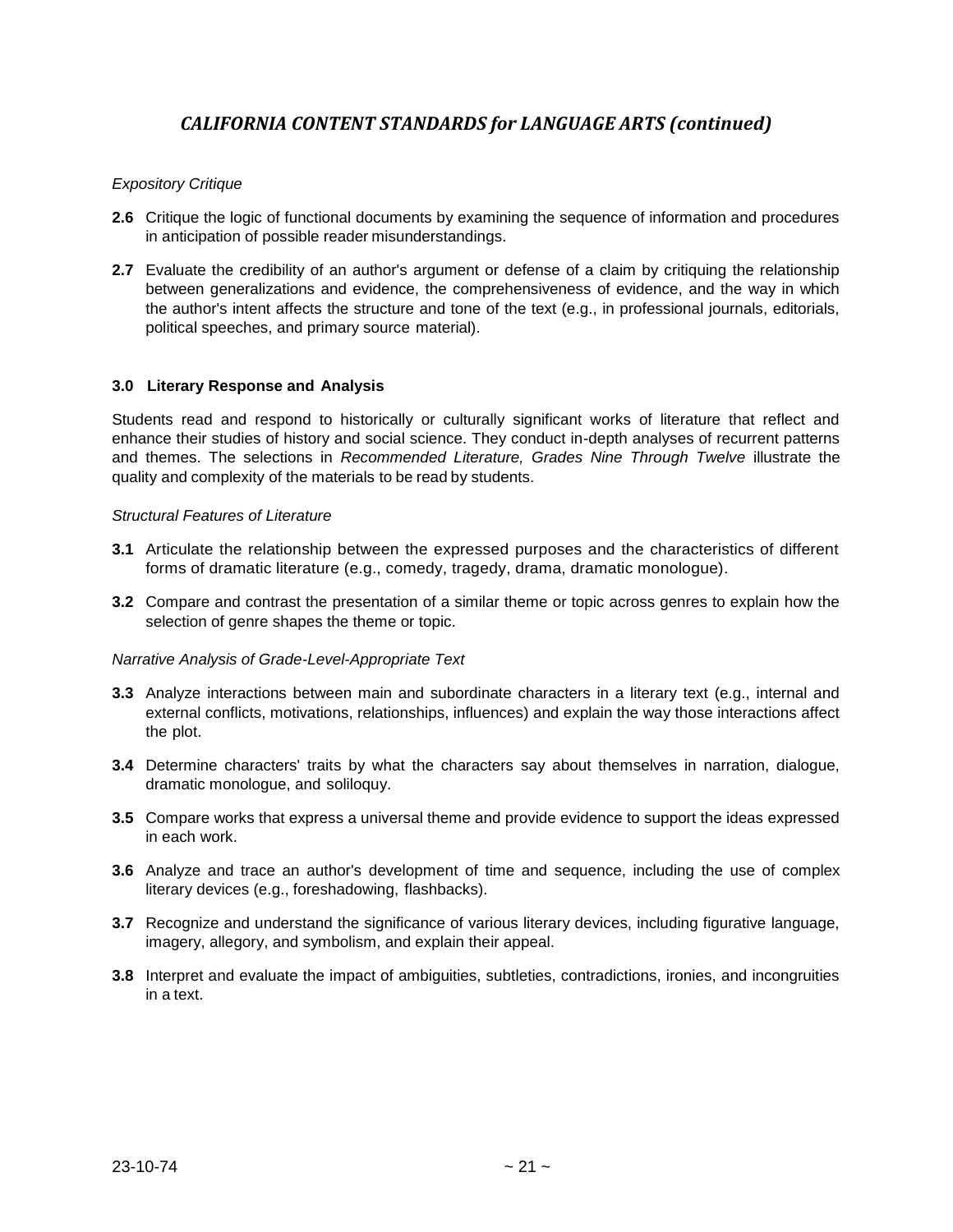## *CALIFORNIA CONTENT STANDARDS for LANGUAGE ARTS (continued)*

*Expository Critique*

**2.6** Critique the logic of functional documents by examining the sequence of information and procedures in anticipation of possible reader misunderstandings.

**2.7** Evaluate the credibility of an author's argument or defense of a claim by critiquing the relationship between generalizations and evidence, the comprehensiveness of evidence, and the way in which the author's intent affects the structure and tone of the text (e.g., in professional journals, editorials, political speeches, and primary source material).

### 3.0 Literary Response and Analysis

Students read and respond to historically or culturally significant works of literature that reflect and enhance their studies of history and social science. They conduct in-depth analyses of recurrent patterns and themes. The selections in *Recommended Literature, Grades Nine Through Twelve* illustrate the quality and complexity of the materials to be read by students.

*Structural Features of Literature*

**3.1** Articulate the relationship between the expressed purposes and the characteristics of different forms of dramatic literature (e.g., comedy, tragedy, drama, dramatic monologue).

**3.2** Compare and contrast the presentation of a similar theme or topic across genres to explain how the selection of genre shapes the theme or topic.

*Narrative Analysis of Grade-Level-Appropriate Text*

**3.3** Analyze interactions between main and subordinate characters in a literary text (e.g., internal and external conflicts, motivations, relationships, influences) and explain the way those interactions affect the plot.

**3.4** Determine characters' traits by what the characters say about themselves in narration, dialogue, dramatic monologue, and soliloquy.

**3.5** Compare works that express a universal theme and provide evidence to support the ideas expressed in each work.

**3.6** Analyze and trace an author's development of time and sequence, including the use of complex literary devices (e.g., foreshadowing, flashbacks).

**3.7** Recognize and understand the significance of various literary devices, including figurative language, imagery, allegory, and symbolism, and explain their appeal.

**3.8** Interpret and evaluate the impact of ambiguities, subtleties, contradictions, ironies, and incongruities in a text.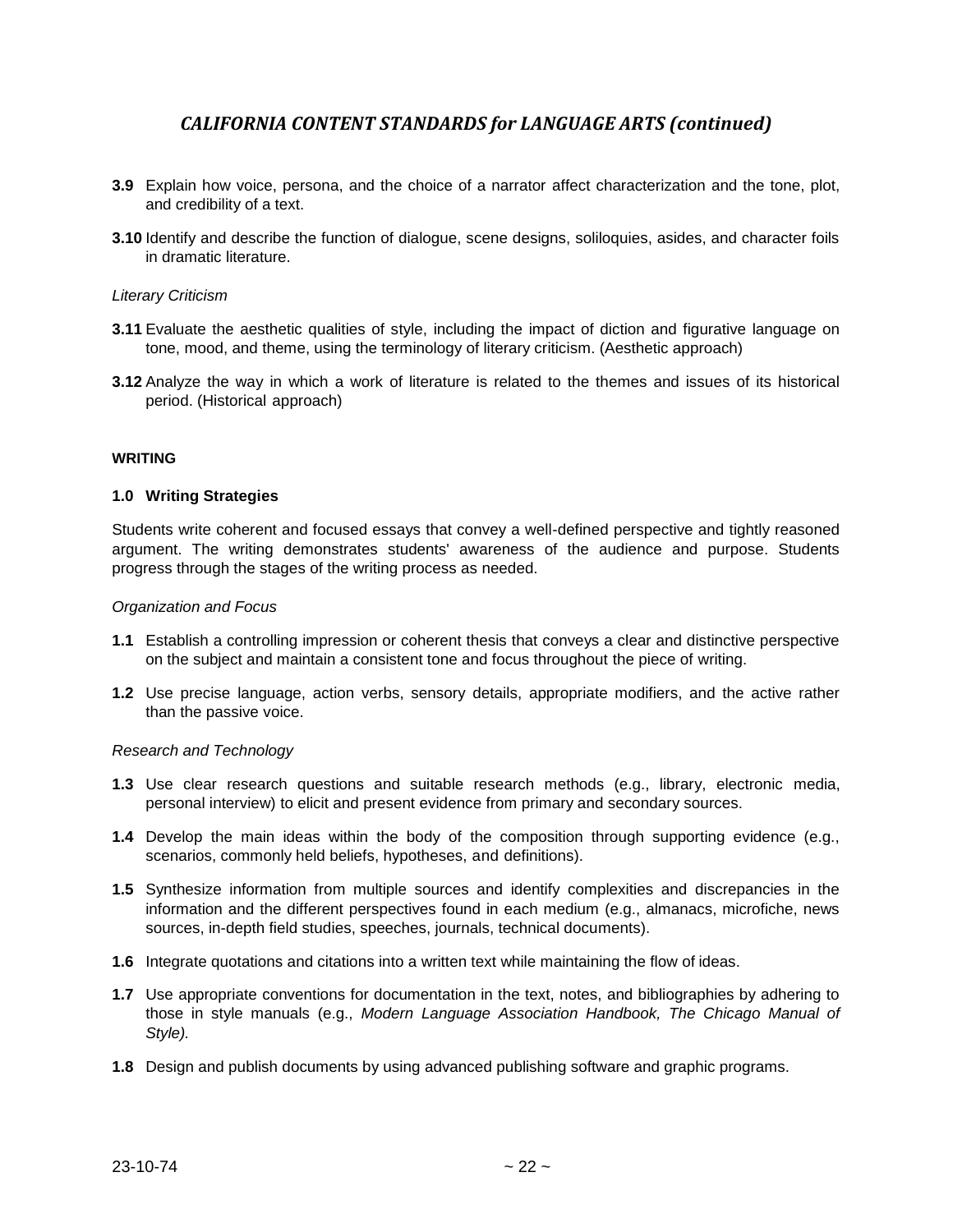## *CALIFORNIA CONTENT STANDARDS for LANGUAGE ARTS (continued)*

**3.9** Explain how voice, persona, and the choice of a narrator affect characterization and the tone, plot, and credibility of a text.

**3.10** Identify and describe the function of dialogue, scene designs, soliloquies, asides, and character foils in dramatic literature.

*Literary Criticism*

**3.11** Evaluate the aesthetic qualities of style, including the impact of diction and figurative language on tone, mood, and theme, using the terminology of literary criticism. (Aesthetic approach)

**3.12** Analyze the way in which a work of literature is related to the themes and issues of its historical period. (Historical approach)

**WRITING**

**1.0 Writing Strategies**

Students write coherent and focused essays that convey a well-defined perspective and tightly reasoned argument. The writing demonstrates students' awareness of the audience and purpose. Students progress through the stages of the writing process as needed.

*Organization and Focus*

**1.1** Establish a controlling impression or coherent thesis that conveys a clear and distinctive perspective on the subject and maintain a consistent tone and focus throughout the piece of writing.

**1.2** Use precise language, action verbs, sensory details, appropriate modifiers, and the active rather than the passive voice.

*Research and Technology*

**1.3** Use clear research questions and suitable research methods (e.g., library, electronic media, personal interview) to elicit and present evidence from primary and secondary sources.

**1.4** Develop the main ideas within the body of the composition through supporting evidence (e.g., scenarios, commonly held beliefs, hypotheses, and definitions).

**1.5** Synthesize information from multiple sources and identify complexities and discrepancies in the information and the different perspectives found in each medium (e.g., almanacs, microfiche, news sources, in-depth field studies, speeches, journals, technical documents).

**1.6** Integrate quotations and citations into a written text while maintaining the flow of ideas.

**1.7** Use appropriate conventions for documentation in the text, notes, and bibliographies by adhering to those in style manuals (e.g., *Modern Language Association Handbook, The Chicago Manual of Style).*

**1.8** Design and publish documents by using advanced publishing software and graphic programs.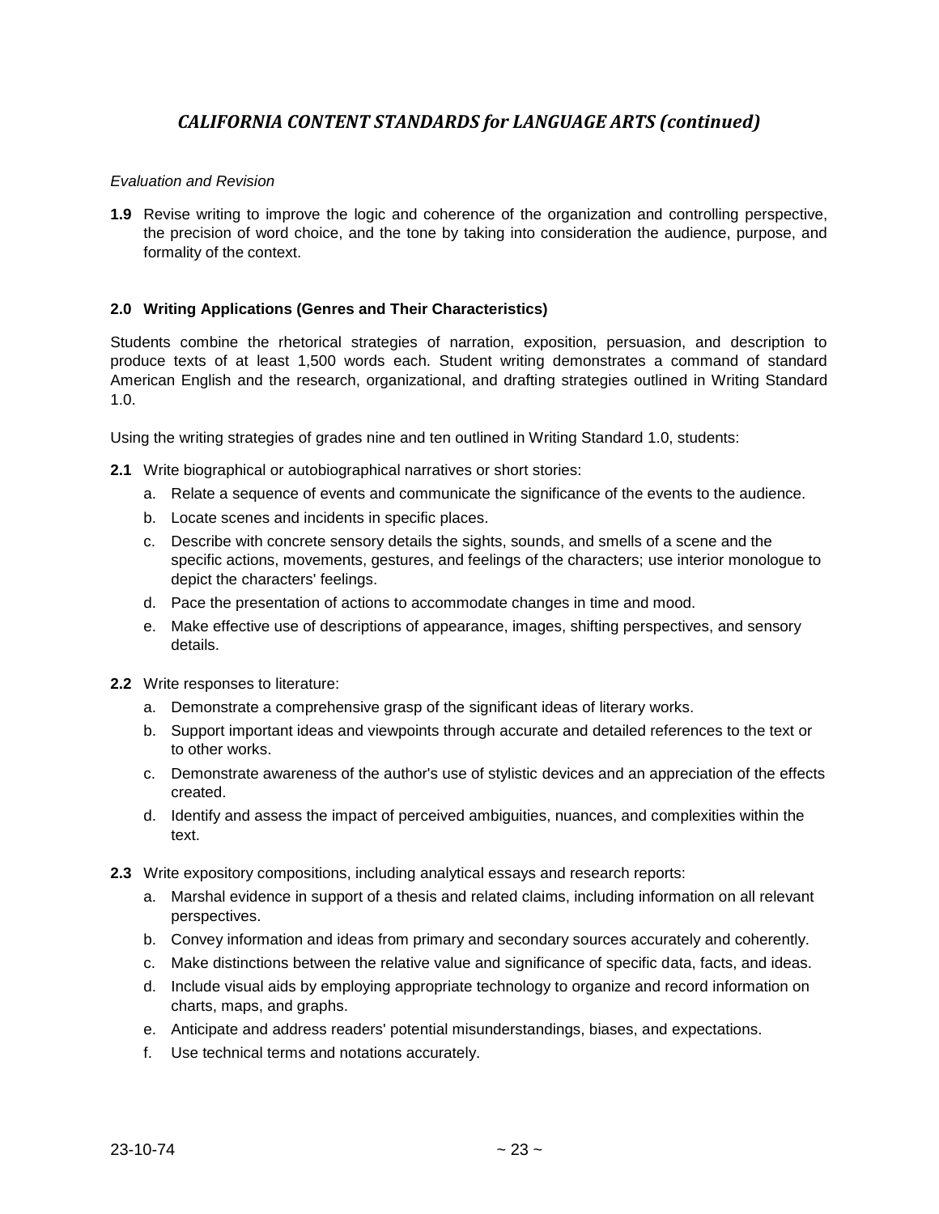## *CALIFORNIA CONTENT STANDARDS for LANGUAGE ARTS (continued)*

*Evaluation and Revision*

**1.9** Revise writing to improve the logic and coherence of the organization and controlling perspective, the precision of word choice, and the tone by taking into consideration the audience, purpose, and formality of the context.

**2.0 Writing Applications (Genres and Their Characteristics)**

Students combine the rhetorical strategies of narration, exposition, persuasion, and description to produce texts of at least 1,500 words each. Student writing demonstrates a command of standard American English and the research, organizational, and drafting strategies outlined in Writing Standard 1.0.

Using the writing strategies of grades nine and ten outlined in Writing Standard 1.0, students:

**2.1** Write biographical or autobiographical narratives or short stories:

a. Relate a sequence of events and communicate the significance of the events to the audience.
b. Locate scenes and incidents in specific places.
c. Describe with concrete sensory details the sights, sounds, and smells of a scene and the specific actions, movements, gestures, and feelings of the characters; use interior monologue to depict the characters' feelings.
d. Pace the presentation of actions to accommodate changes in time and mood.
e. Make effective use of descriptions of appearance, images, shifting perspectives, and sensory details.

**2.2** Write responses to literature:

a. Demonstrate a comprehensive grasp of the significant ideas of literary works.
b. Support important ideas and viewpoints through accurate and detailed references to the text or to other works.
c. Demonstrate awareness of the author's use of stylistic devices and an appreciation of the effects created.
d. Identify and assess the impact of perceived ambiguities, nuances, and complexities within the text.

**2.3** Write expository compositions, including analytical essays and research reports:

a. Marshal evidence in support of a thesis and related claims, including information on all relevant perspectives.
b. Convey information and ideas from primary and secondary sources accurately and coherently.
c. Make distinctions between the relative value and significance of specific data, facts, and ideas.
d. Include visual aids by employing appropriate technology to organize and record information on charts, maps, and graphs.
e. Anticipate and address readers' potential misunderstandings, biases, and expectations.
f. Use technical terms and notations accurately.

23-10-74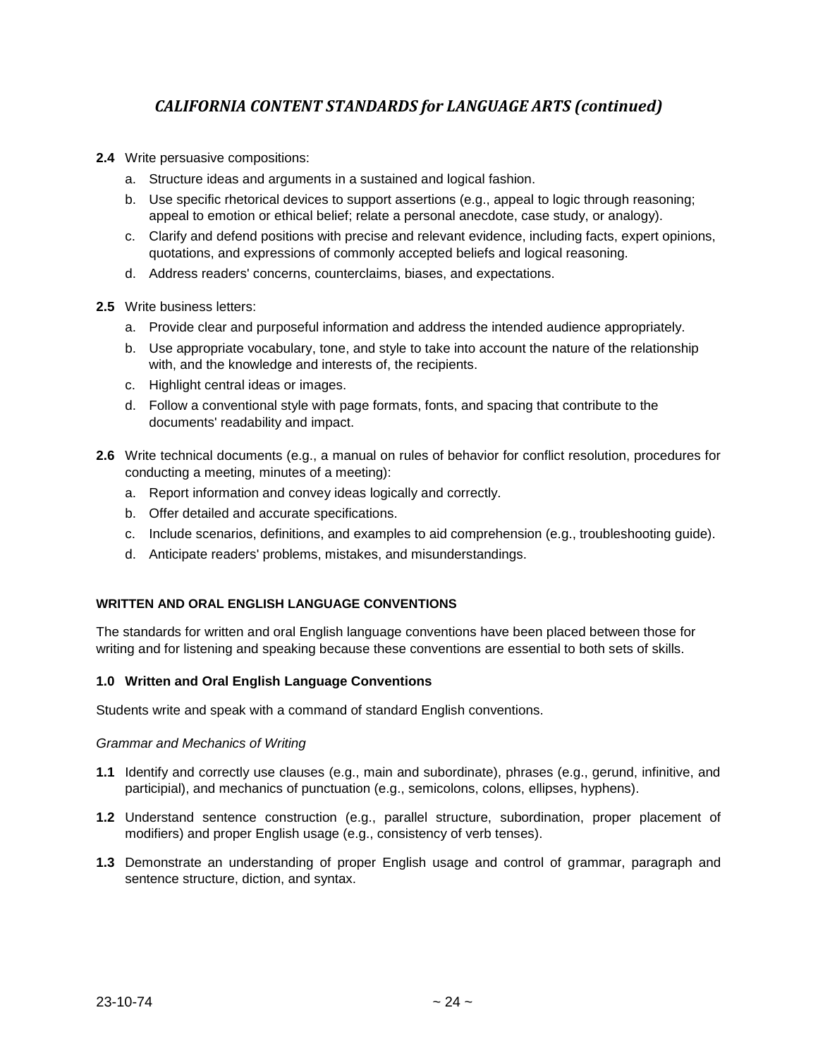## *CALIFORNIA CONTENT STANDARDS for LANGUAGE ARTS (continued)*

**2.4** Write persuasive compositions:

a. Structure ideas and arguments in a sustained and logical fashion.
b. Use specific rhetorical devices to support assertions (e.g., appeal to logic through reasoning; appeal to emotion or ethical belief; relate a personal anecdote, case study, or analogy).
c. Clarify and defend positions with precise and relevant evidence, including facts, expert opinions, quotations, and expressions of commonly accepted beliefs and logical reasoning.
d. Address readers' concerns, counterclaims, biases, and expectations.

**2.5** Write business letters:

a. Provide clear and purposeful information and address the intended audience appropriately.
b. Use appropriate vocabulary, tone, and style to take into account the nature of the relationship with, and the knowledge and interests of, the recipients.
c. Highlight central ideas or images.
d. Follow a conventional style with page formats, fonts, and spacing that contribute to the documents' readability and impact.

**2.6** Write technical documents (e.g., a manual on rules of behavior for conflict resolution, procedures for conducting a meeting, minutes of a meeting):

a. Report information and convey ideas logically and correctly.
b. Offer detailed and accurate specifications.
c. Include scenarios, definitions, and examples to aid comprehension (e.g., troubleshooting guide).
d. Anticipate readers' problems, mistakes, and misunderstandings.

**WRITTEN AND ORAL ENGLISH LANGUAGE CONVENTIONS**

The standards for written and oral English language conventions have been placed between those for writing and for listening and speaking because these conventions are essential to both sets of skills.

**1.0 Written and Oral English Language Conventions**

Students write and speak with a command of standard English conventions.

*Grammar and Mechanics of Writing*

**1.1** Identify and correctly use clauses (e.g., main and subordinate), phrases (e.g., gerund, infinitive, and participial), and mechanics of punctuation (e.g., semicolons, colons, ellipses, hyphens).

**1.2** Understand sentence construction (e.g., parallel structure, subordination, proper placement of modifiers) and proper English usage (e.g., consistency of verb tenses).

**1.3** Demonstrate an understanding of proper English usage and control of grammar, paragraph and sentence structure, diction, and syntax.

23-10-74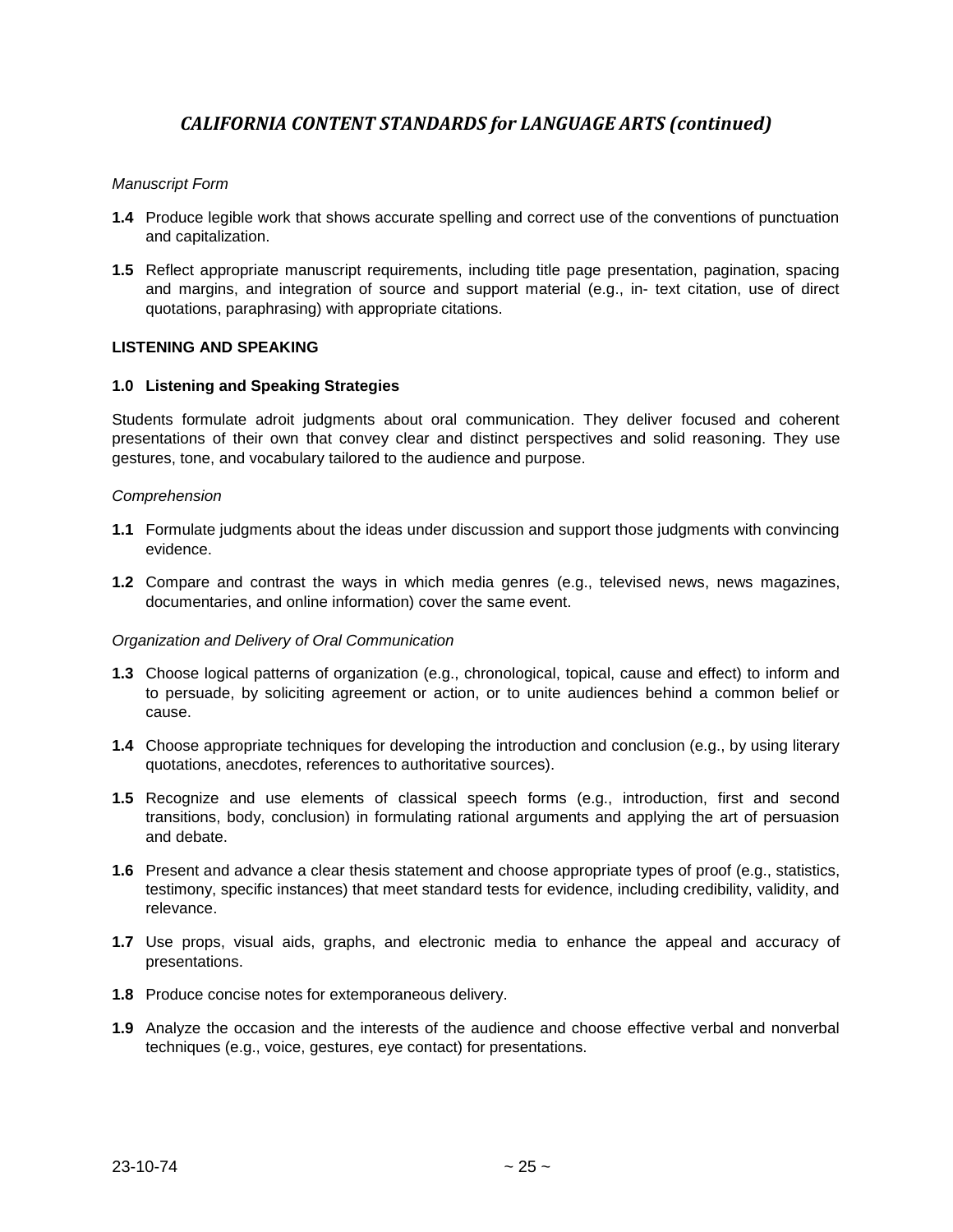## *CALIFORNIA CONTENT STANDARDS for LANGUAGE ARTS (continued)*

*Manuscript Form*

**1.4** Produce legible work that shows accurate spelling and correct use of the conventions of punctuation and capitalization.

**1.5** Reflect appropriate manuscript requirements, including title page presentation, pagination, spacing and margins, and integration of source and support material (e.g., in- text citation, use of direct quotations, paraphrasing) with appropriate citations.

**LISTENING AND SPEAKING**

**1.0 Listening and Speaking Strategies**

Students formulate adroit judgments about oral communication. They deliver focused and coherent presentations of their own that convey clear and distinct perspectives and solid reasoning. They use gestures, tone, and vocabulary tailored to the audience and purpose.

*Comprehension*

**1.1** Formulate judgments about the ideas under discussion and support those judgments with convincing evidence.

**1.2** Compare and contrast the ways in which media genres (e.g., televised news, news magazines, documentaries, and online information) cover the same event.

*Organization and Delivery of Oral Communication*

**1.3** Choose logical patterns of organization (e.g., chronological, topical, cause and effect) to inform and to persuade, by soliciting agreement or action, or to unite audiences behind a common belief or cause.

**1.4** Choose appropriate techniques for developing the introduction and conclusion (e.g., by using literary quotations, anecdotes, references to authoritative sources).

**1.5** Recognize and use elements of classical speech forms (e.g., introduction, first and second transitions, body, conclusion) in formulating rational arguments and applying the art of persuasion and debate.

**1.6** Present and advance a clear thesis statement and choose appropriate types of proof (e.g., statistics, testimony, specific instances) that meet standard tests for evidence, including credibility, validity, and relevance.

**1.7** Use props, visual aids, graphs, and electronic media to enhance the appeal and accuracy of presentations.

**1.8** Produce concise notes for extemporaneous delivery.

**1.9** Analyze the occasion and the interests of the audience and choose effective verbal and nonverbal techniques (e.g., voice, gestures, eye contact) for presentations.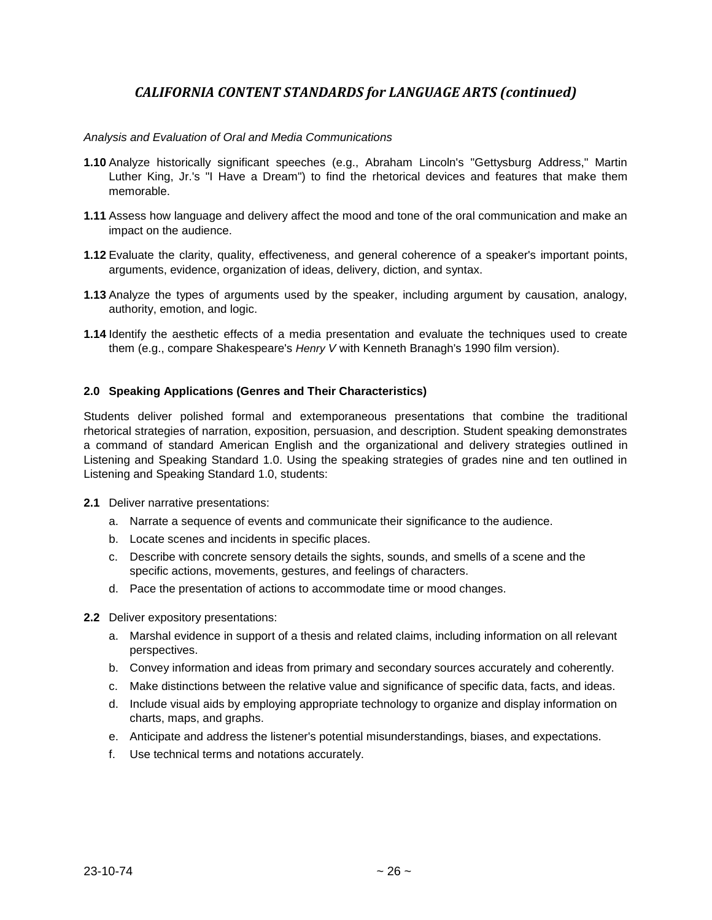## *CALIFORNIA CONTENT STANDARDS for LANGUAGE ARTS (continued)*

*Analysis and Evaluation of Oral and Media Communications*

**1.10** Analyze historically significant speeches (e.g., Abraham Lincoln's "Gettysburg Address," Martin Luther King, Jr.'s "I Have a Dream") to find the rhetorical devices and features that make them memorable.

**1.11** Assess how language and delivery affect the mood and tone of the oral communication and make an impact on the audience.

**1.12** Evaluate the clarity, quality, effectiveness, and general coherence of a speaker's important points, arguments, evidence, organization of ideas, delivery, diction, and syntax.

**1.13** Analyze the types of arguments used by the speaker, including argument by causation, analogy, authority, emotion, and logic.

**1.14** Identify the aesthetic effects of a media presentation and evaluate the techniques used to create them (e.g., compare Shakespeare's *Henry V* with Kenneth Branagh's 1990 film version).

### 2.0 Speaking Applications (Genres and Their Characteristics)

Students deliver polished formal and extemporaneous presentations that combine the traditional rhetorical strategies of narration, exposition, persuasion, and description. Student speaking demonstrates a command of standard American English and the organizational and delivery strategies outlined in Listening and Speaking Standard 1.0. Using the speaking strategies of grades nine and ten outlined in Listening and Speaking Standard 1.0, students:

**2.1** Deliver narrative presentations:

a. Narrate a sequence of events and communicate their significance to the audience.
b. Locate scenes and incidents in specific places.
c. Describe with concrete sensory details the sights, sounds, and smells of a scene and the specific actions, movements, gestures, and feelings of characters.
d. Pace the presentation of actions to accommodate time or mood changes.

**2.2** Deliver expository presentations:

a. Marshal evidence in support of a thesis and related claims, including information on all relevant perspectives.
b. Convey information and ideas from primary and secondary sources accurately and coherently.
c. Make distinctions between the relative value and significance of specific data, facts, and ideas.
d. Include visual aids by employing appropriate technology to organize and display information on charts, maps, and graphs.
e. Anticipate and address the listener's potential misunderstandings, biases, and expectations.
f. Use technical terms and notations accurately.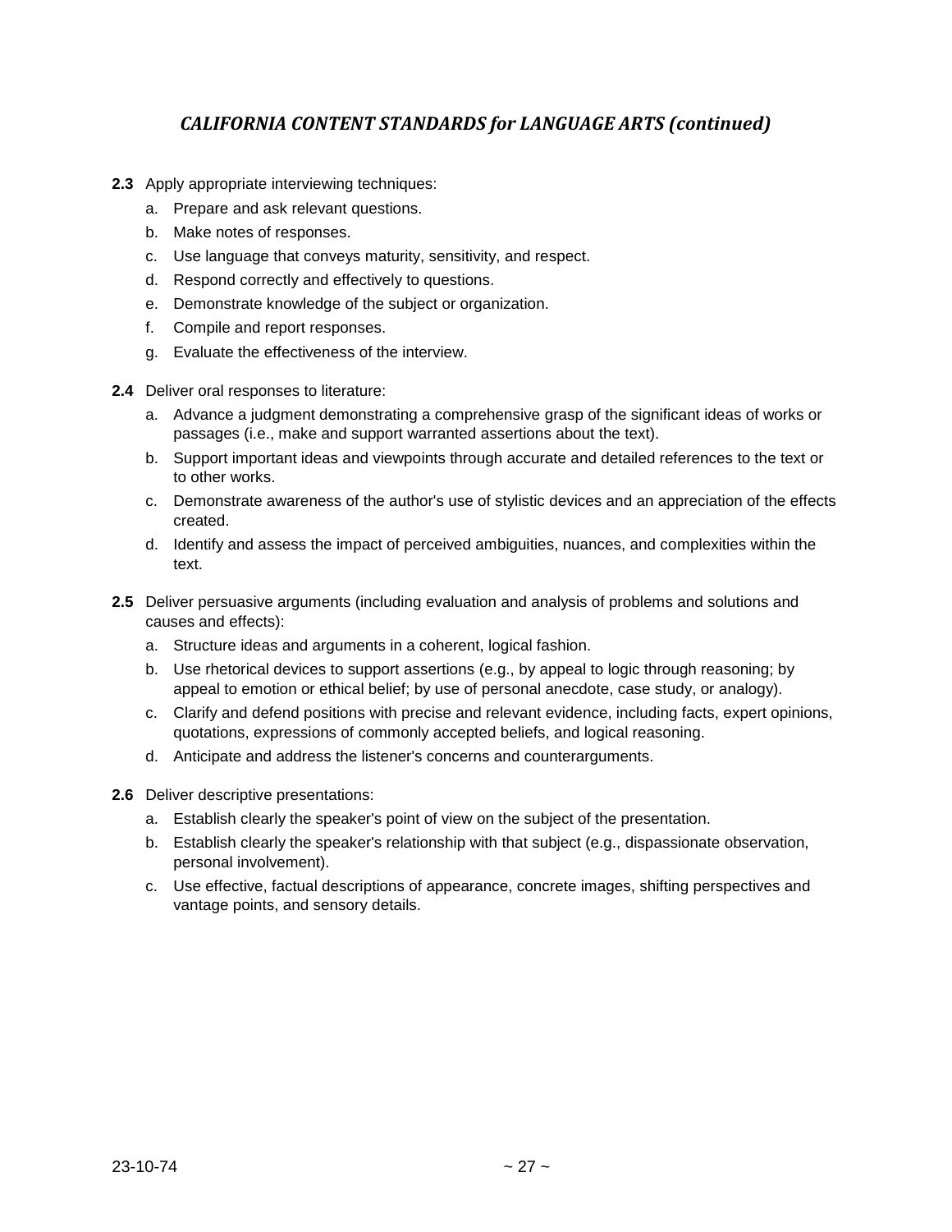## *CALIFORNIA CONTENT STANDARDS for LANGUAGE ARTS (continued)*

**2.3** Apply appropriate interviewing techniques:

a. Prepare and ask relevant questions.
b. Make notes of responses.
c. Use language that conveys maturity, sensitivity, and respect.
d. Respond correctly and effectively to questions.
e. Demonstrate knowledge of the subject or organization.
f. Compile and report responses.
g. Evaluate the effectiveness of the interview.

**2.4** Deliver oral responses to literature:

a. Advance a judgment demonstrating a comprehensive grasp of the significant ideas of works or passages (i.e., make and support warranted assertions about the text).
b. Support important ideas and viewpoints through accurate and detailed references to the text or to other works.
c. Demonstrate awareness of the author's use of stylistic devices and an appreciation of the effects created.
d. Identify and assess the impact of perceived ambiguities, nuances, and complexities within the text.

**2.5** Deliver persuasive arguments (including evaluation and analysis of problems and solutions and causes and effects):

a. Structure ideas and arguments in a coherent, logical fashion.
b. Use rhetorical devices to support assertions (e.g., by appeal to logic through reasoning; by appeal to emotion or ethical belief; by use of personal anecdote, case study, or analogy).
c. Clarify and defend positions with precise and relevant evidence, including facts, expert opinions, quotations, expressions of commonly accepted beliefs, and logical reasoning.
d. Anticipate and address the listener's concerns and counterarguments.

**2.6** Deliver descriptive presentations:

a. Establish clearly the speaker's point of view on the subject of the presentation.
b. Establish clearly the speaker's relationship with that subject (e.g., dispassionate observation, personal involvement).
c. Use effective, factual descriptions of appearance, concrete images, shifting perspectives and vantage points, and sensory details.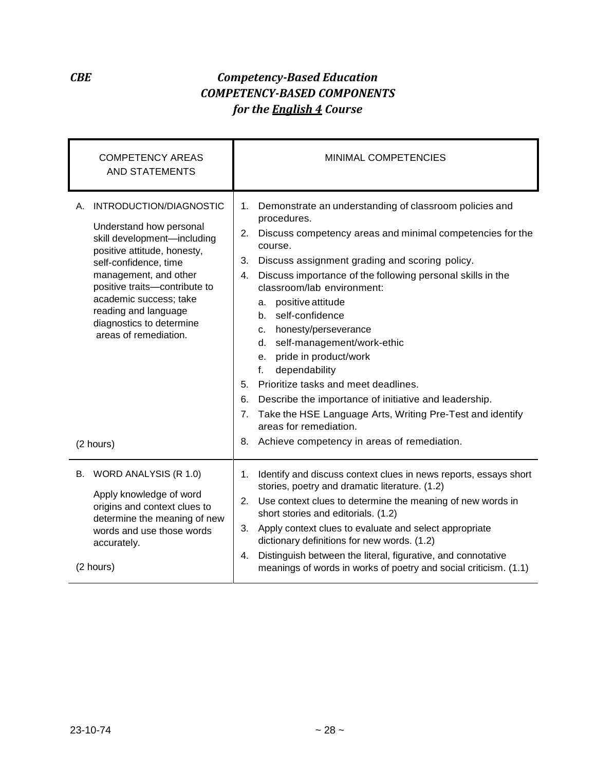***CBE*** ***Competency-Based Education***

***COMPETENCY-BASED COMPONENTS***

***for the English 4 Course***

| COMPETENCY AREAS AND STATEMENTS | MINIMAL COMPETENCIES |
|---|---|
| A. INTRODUCTION/DIAGNOSTIC<br><br>Understand how personal skill development—including positive attitude, honesty, self-confidence, time management, and other positive traits—contribute to academic success; take reading and language diagnostics to determine areas of remediation.<br><br>(2 hours) | 1. Demonstrate an understanding of classroom policies and procedures.<br>2. Discuss competency areas and minimal competencies for the course.<br>3. Discuss assignment grading and scoring policy.<br>4. Discuss importance of the following personal skills in the classroom/lab environment:<br>a. positive attitude<br>b. self-confidence<br>c. honesty/perseverance<br>d. self-management/work-ethic<br>e. pride in product/work<br>f. dependability<br>5. Prioritize tasks and meet deadlines.<br>6. Describe the importance of initiative and leadership.<br>7. Take the HSE Language Arts, Writing Pre-Test and identify areas for remediation.<br>8. Achieve competency in areas of remediation. |
| B. WORD ANALYSIS (R 1.0)<br><br>Apply knowledge of word origins and context clues to determine the meaning of new words and use those words accurately.<br><br>(2 hours) | 1. Identify and discuss context clues in news reports, essays short stories, poetry and dramatic literature. (1.2)<br>2. Use context clues to determine the meaning of new words in short stories and editorials. (1.2)<br>3. Apply context clues to evaluate and select appropriate dictionary definitions for new words. (1.2)<br>4. Distinguish between the literal, figurative, and connotative meanings of words in works of poetry and social criticism. (1.1) |

23-10-74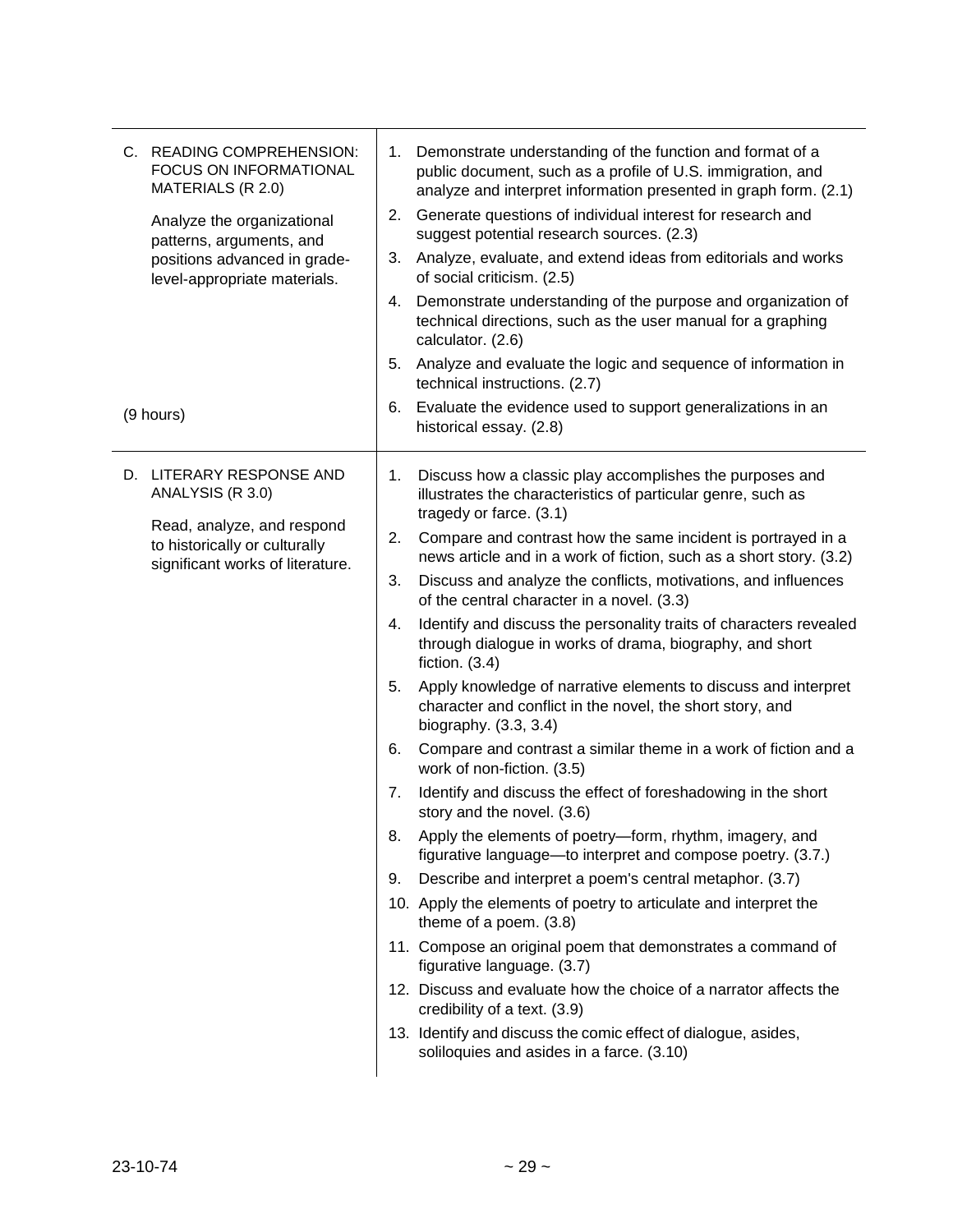| | |
|---|---|
| C. READING COMPREHENSION: FOCUS ON INFORMATIONAL MATERIALS (R 2.0)<br><br>Analyze the organizational patterns, arguments, and positions advanced in grade-level-appropriate materials.<br><br>(9 hours) | 1. Demonstrate understanding of the function and format of a public document, such as a profile of U.S. immigration, and analyze and interpret information presented in graph form. (2.1)<br>2. Generate questions of individual interest for research and suggest potential research sources. (2.3)<br>3. Analyze, evaluate, and extend ideas from editorials and works of social criticism. (2.5)<br>4. Demonstrate understanding of the purpose and organization of technical directions, such as the user manual for a graphing calculator. (2.6)<br>5. Analyze and evaluate the logic and sequence of information in technical instructions. (2.7)<br>6. Evaluate the evidence used to support generalizations in an historical essay. (2.8) |
| D. LITERARY RESPONSE AND ANALYSIS (R 3.0)<br><br>Read, analyze, and respond to historically or culturally significant works of literature. | 1. Discuss how a classic play accomplishes the purposes and illustrates the characteristics of particular genre, such as tragedy or farce. (3.1)<br>2. Compare and contrast how the same incident is portrayed in a news article and in a work of fiction, such as a short story. (3.2)<br>3. Discuss and analyze the conflicts, motivations, and influences of the central character in a novel. (3.3)<br>4. Identify and discuss the personality traits of characters revealed through dialogue in works of drama, biography, and short fiction. (3.4)<br>5. Apply knowledge of narrative elements to discuss and interpret character and conflict in the novel, the short story, and biography. (3.3, 3.4)<br>6. Compare and contrast a similar theme in a work of fiction and a work of non-fiction. (3.5)<br>7. Identify and discuss the effect of foreshadowing in the short story and the novel. (3.6)<br>8. Apply the elements of poetry—form, rhythm, imagery, and figurative language—to interpret and compose poetry. (3.7.)<br>9. Describe and interpret a poem's central metaphor. (3.7)<br>10. Apply the elements of poetry to articulate and interpret the theme of a poem. (3.8)<br>11. Compose an original poem that demonstrates a command of figurative language. (3.7)<br>12. Discuss and evaluate how the choice of a narrator affects the credibility of a text. (3.9)<br>13. Identify and discuss the comic effect of dialogue, asides, soliloquies and asides in a farce. (3.10) |

23-10-74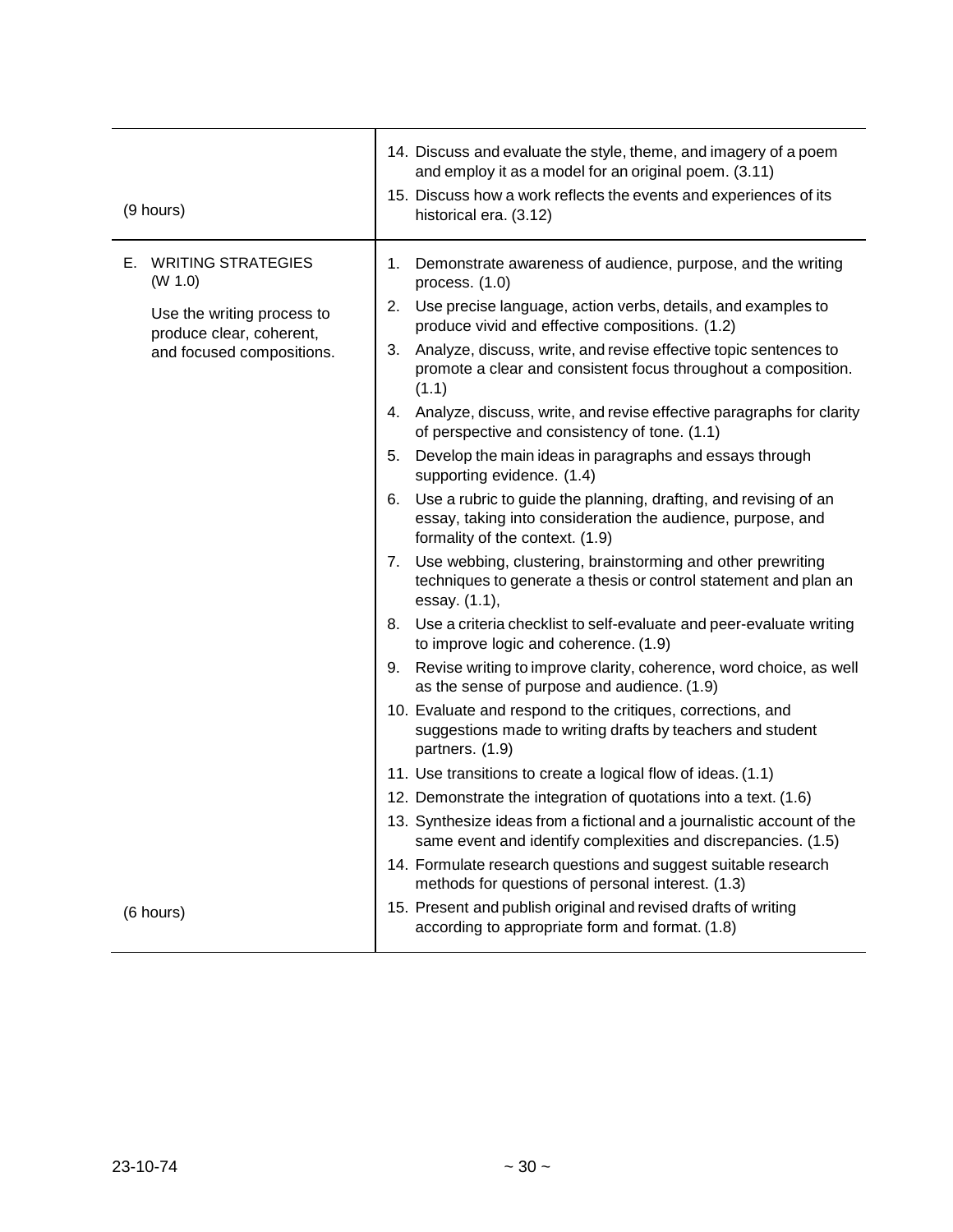| | |
|---|---|
| (9 hours) | 14. Discuss and evaluate the style, theme, and imagery of a poem and employ it as a model for an original poem. (3.11)<br>15. Discuss how a work reflects the events and experiences of its historical era. (3.12) |
| E. WRITING STRATEGIES (W 1.0)<br><br>Use the writing process to produce clear, coherent, and focused compositions.<br><br>(6 hours) | 1. Demonstrate awareness of audience, purpose, and the writing process. (1.0)<br>2. Use precise language, action verbs, details, and examples to produce vivid and effective compositions. (1.2)<br>3. Analyze, discuss, write, and revise effective topic sentences to promote a clear and consistent focus throughout a composition. (1.1)<br>4. Analyze, discuss, write, and revise effective paragraphs for clarity of perspective and consistency of tone. (1.1)<br>5. Develop the main ideas in paragraphs and essays through supporting evidence. (1.4)<br>6. Use a rubric to guide the planning, drafting, and revising of an essay, taking into consideration the audience, purpose, and formality of the context. (1.9)<br>7. Use webbing, clustering, brainstorming and other prewriting techniques to generate a thesis or control statement and plan an essay. (1.1),<br>8. Use a criteria checklist to self-evaluate and peer-evaluate writing to improve logic and coherence. (1.9)<br>9. Revise writing to improve clarity, coherence, word choice, as well as the sense of purpose and audience. (1.9)<br>10. Evaluate and respond to the critiques, corrections, and suggestions made to writing drafts by teachers and student partners. (1.9)<br>11. Use transitions to create a logical flow of ideas. (1.1)<br>12. Demonstrate the integration of quotations into a text. (1.6)<br>13. Synthesize ideas from a fictional and a journalistic account of the same event and identify complexities and discrepancies. (1.5)<br>14. Formulate research questions and suggest suitable research methods for questions of personal interest. (1.3)<br>15. Present and publish original and revised drafts of writing according to appropriate form and format. (1.8) |

23-10-74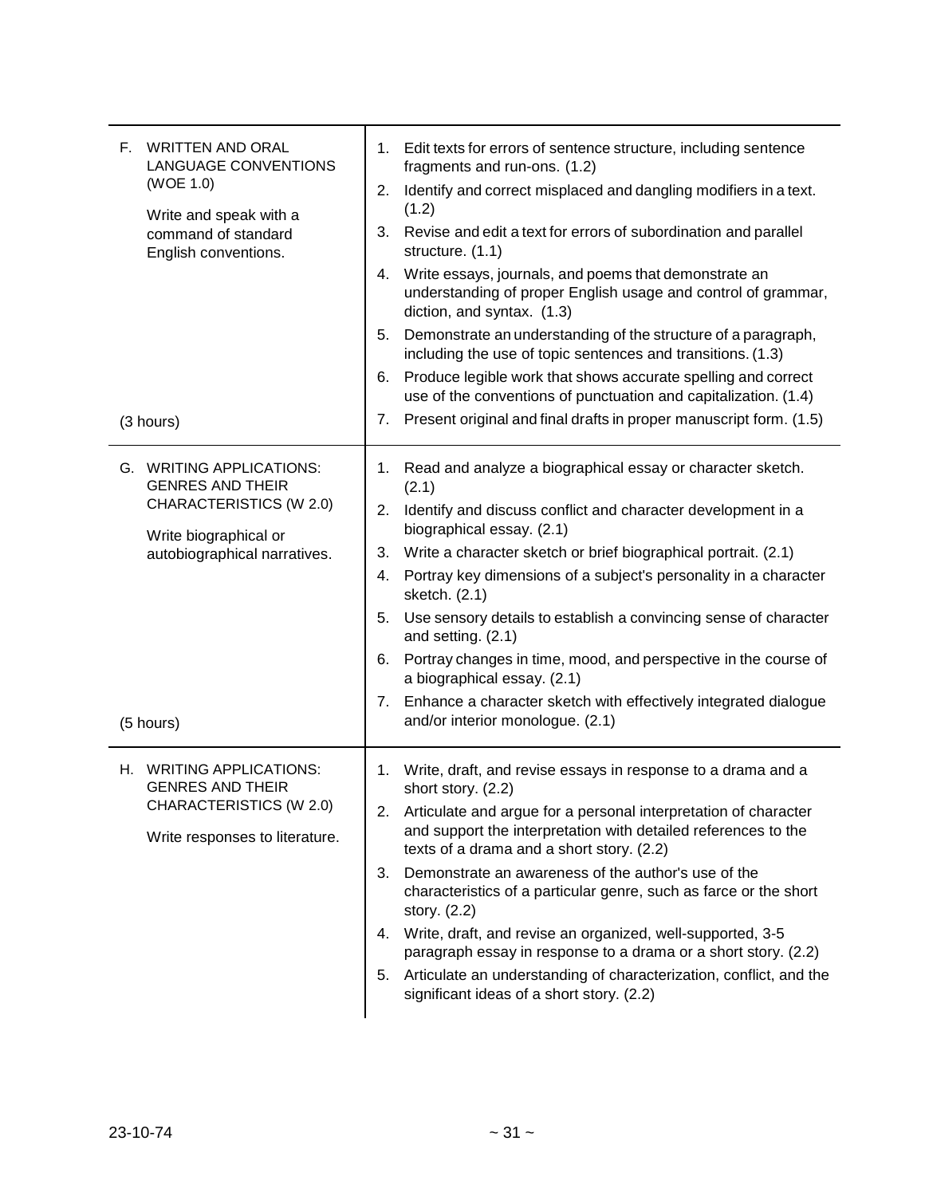| | |
|---|---|
| F. WRITTEN AND ORAL LANGUAGE CONVENTIONS (WOE 1.0)<br><br>Write and speak with a command of standard English conventions.<br><br>(3 hours) | 1. Edit texts for errors of sentence structure, including sentence fragments and run-ons. (1.2)<br>2. Identify and correct misplaced and dangling modifiers in a text. (1.2)<br>3. Revise and edit a text for errors of subordination and parallel structure. (1.1)<br>4. Write essays, journals, and poems that demonstrate an understanding of proper English usage and control of grammar, diction, and syntax. (1.3)<br>5. Demonstrate an understanding of the structure of a paragraph, including the use of topic sentences and transitions. (1.3)<br>6. Produce legible work that shows accurate spelling and correct use of the conventions of punctuation and capitalization. (1.4)<br>7. Present original and final drafts in proper manuscript form. (1.5) |
| G. WRITING APPLICATIONS: GENRES AND THEIR CHARACTERISTICS (W 2.0)<br><br>Write biographical or autobiographical narratives.<br><br>(5 hours) | 1. Read and analyze a biographical essay or character sketch. (2.1)<br>2. Identify and discuss conflict and character development in a biographical essay. (2.1)<br>3. Write a character sketch or brief biographical portrait. (2.1)<br>4. Portray key dimensions of a subject's personality in a character sketch. (2.1)<br>5. Use sensory details to establish a convincing sense of character and setting. (2.1)<br>6. Portray changes in time, mood, and perspective in the course of a biographical essay. (2.1)<br>7. Enhance a character sketch with effectively integrated dialogue and/or interior monologue. (2.1) |
| H. WRITING APPLICATIONS: GENRES AND THEIR CHARACTERISTICS (W 2.0)<br><br>Write responses to literature. | 1. Write, draft, and revise essays in response to a drama and a short story. (2.2)<br>2. Articulate and argue for a personal interpretation of character and support the interpretation with detailed references to the texts of a drama and a short story. (2.2)<br>3. Demonstrate an awareness of the author's use of the characteristics of a particular genre, such as farce or the short story. (2.2)<br>4. Write, draft, and revise an organized, well-supported, 3-5 paragraph essay in response to a drama or a short story. (2.2)<br>5. Articulate an understanding of characterization, conflict, and the significant ideas of a short story. (2.2) |

23-10-74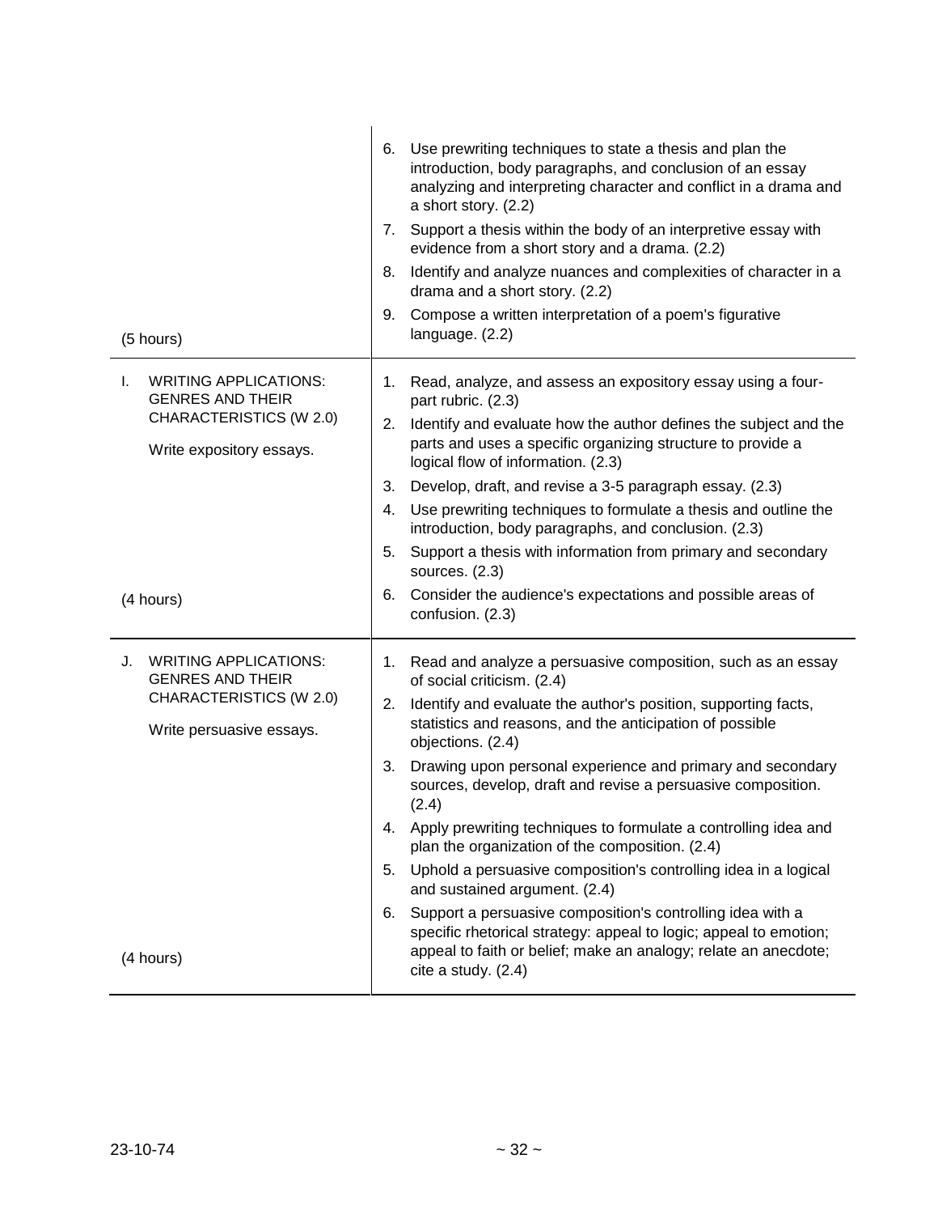| | |
|---|---|
| (5 hours) | 6. Use prewriting techniques to state a thesis and plan the introduction, body paragraphs, and conclusion of an essay analyzing and interpreting character and conflict in a drama and a short story. (2.2)<br>7. Support a thesis within the body of an interpretive essay with evidence from a short story and a drama. (2.2)<br>8. Identify and analyze nuances and complexities of character in a drama and a short story. (2.2)<br>9. Compose a written interpretation of a poem's figurative language. (2.2) |
| I. WRITING APPLICATIONS: GENRES AND THEIR CHARACTERISTICS (W 2.0)<br><br>Write expository essays.<br><br>(4 hours) | 1. Read, analyze, and assess an expository essay using a four-part rubric. (2.3)<br>2. Identify and evaluate how the author defines the subject and the parts and uses a specific organizing structure to provide a logical flow of information. (2.3)<br>3. Develop, draft, and revise a 3-5 paragraph essay. (2.3)<br>4. Use prewriting techniques to formulate a thesis and outline the introduction, body paragraphs, and conclusion. (2.3)<br>5. Support a thesis with information from primary and secondary sources. (2.3)<br>6. Consider the audience's expectations and possible areas of confusion. (2.3) |
| J. WRITING APPLICATIONS: GENRES AND THEIR CHARACTERISTICS (W 2.0)<br><br>Write persuasive essays.<br><br>(4 hours) | 1. Read and analyze a persuasive composition, such as an essay of social criticism. (2.4)<br>2. Identify and evaluate the author's position, supporting facts, statistics and reasons, and the anticipation of possible objections. (2.4)<br>3. Drawing upon personal experience and primary and secondary sources, develop, draft and revise a persuasive composition. (2.4)<br>4. Apply prewriting techniques to formulate a controlling idea and plan the organization of the composition. (2.4)<br>5. Uphold a persuasive composition's controlling idea in a logical and sustained argument. (2.4)<br>6. Support a persuasive composition's controlling idea with a specific rhetorical strategy: appeal to logic; appeal to emotion; appeal to faith or belief; make an analogy; relate an anecdote; cite a study. (2.4) |

23-10-74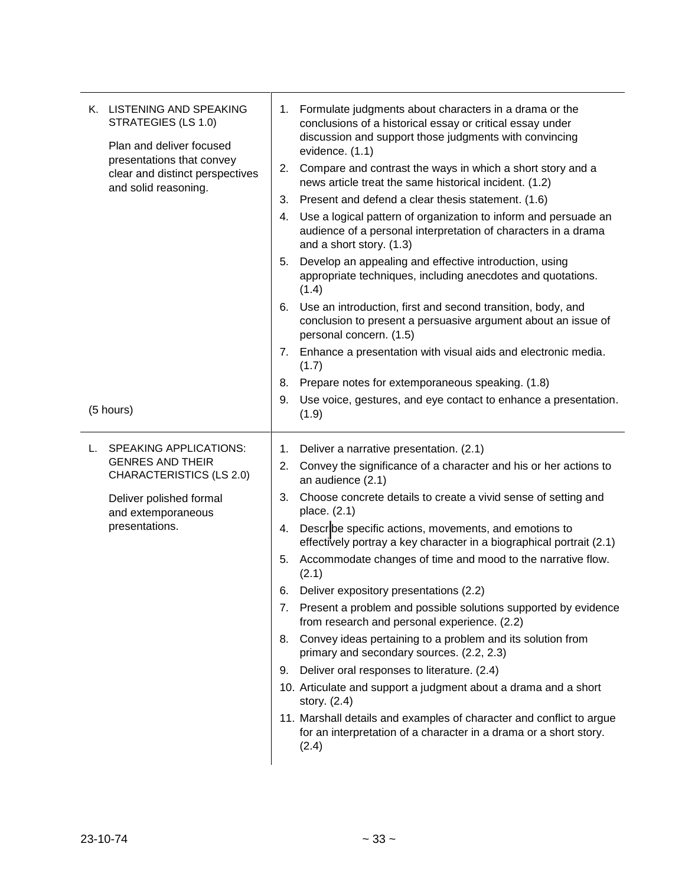| | |
|---|---|
| K. LISTENING AND SPEAKING STRATEGIES (LS 1.0)<br><br>Plan and deliver focused presentations that convey clear and distinct perspectives and solid reasoning.<br><br>(5 hours) | 1. Formulate judgments about characters in a drama or the conclusions of a historical essay or critical essay under discussion and support those judgments with convincing evidence. (1.1)<br>2. Compare and contrast the ways in which a short story and a news article treat the same historical incident. (1.2)<br>3. Present and defend a clear thesis statement. (1.6)<br>4. Use a logical pattern of organization to inform and persuade an audience of a personal interpretation of characters in a drama and a short story. (1.3)<br>5. Develop an appealing and effective introduction, using appropriate techniques, including anecdotes and quotations. (1.4)<br>6. Use an introduction, first and second transition, body, and conclusion to present a persuasive argument about an issue of personal concern. (1.5)<br>7. Enhance a presentation with visual aids and electronic media. (1.7)<br>8. Prepare notes for extemporaneous speaking. (1.8)<br>9. Use voice, gestures, and eye contact to enhance a presentation. (1.9) |
| L. SPEAKING APPLICATIONS: GENRES AND THEIR CHARACTERISTICS (LS 2.0)<br><br>Deliver polished formal and extemporaneous presentations. | 1. Deliver a narrative presentation. (2.1)<br>2. Convey the significance of a character and his or her actions to an audience (2.1)<br>3. Choose concrete details to create a vivid sense of setting and place. (2.1)<br>4. Describe specific actions, movements, and emotions to effectively portray a key character in a biographical portrait (2.1)<br>5. Accommodate changes of time and mood to the narrative flow. (2.1)<br>6. Deliver expository presentations (2.2)<br>7. Present a problem and possible solutions supported by evidence from research and personal experience. (2.2)<br>8. Convey ideas pertaining to a problem and its solution from primary and secondary sources. (2.2, 2.3)<br>9. Deliver oral responses to literature. (2.4)<br>10. Articulate and support a judgment about a drama and a short story. (2.4)<br>11. Marshall details and examples of character and conflict to argue for an interpretation of a character in a drama or a short story. (2.4) |

23-10-74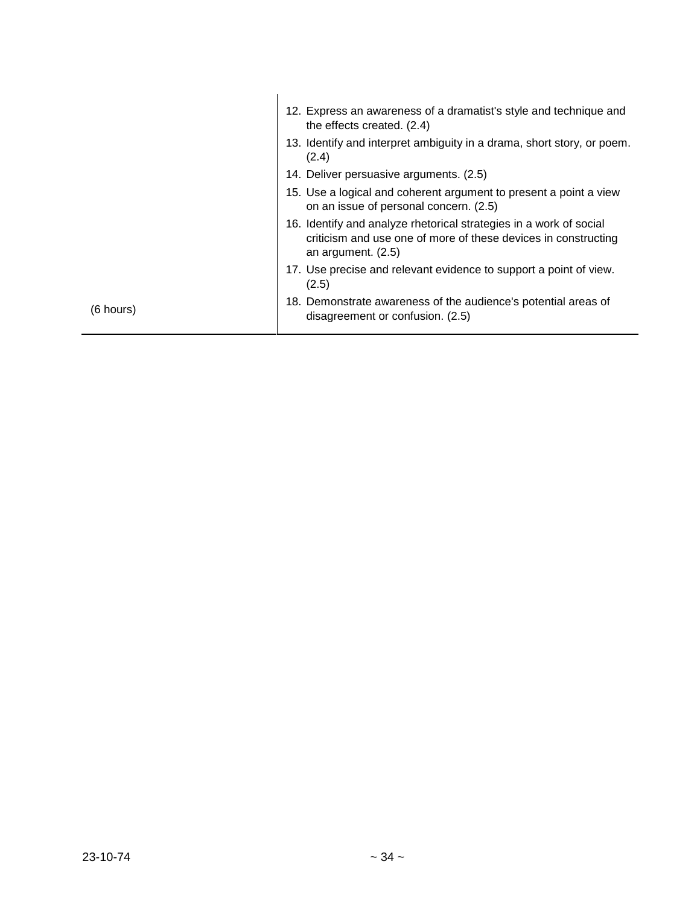| | |
|---|---|
| | 12. Express an awareness of a dramatist's style and technique and the effects created. (2.4)<br>13. Identify and interpret ambiguity in a drama, short story, or poem. (2.4)<br>14. Deliver persuasive arguments. (2.5)<br>15. Use a logical and coherent argument to present a point a view on an issue of personal concern. (2.5)<br>16. Identify and analyze rhetorical strategies in a work of social criticism and use one of more of these devices in constructing an argument. (2.5)<br>17. Use precise and relevant evidence to support a point of view. (2.5)<br>18. Demonstrate awareness of the audience's potential areas of disagreement or confusion. (2.5) |
| (6 hours) | |

23-10-74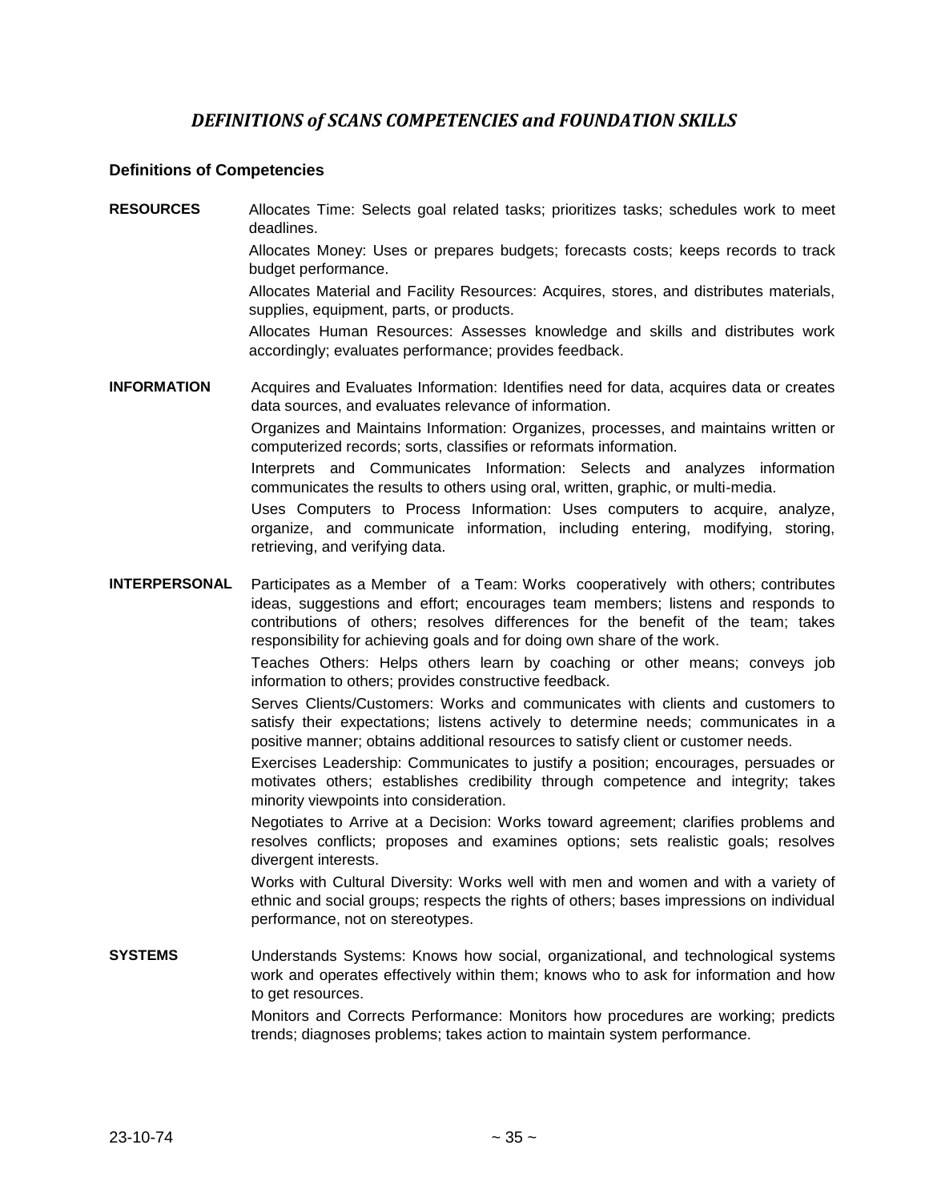## *DEFINITIONS of SCANS COMPETENCIES and FOUNDATION SKILLS*

### Definitions of Competencies

**RESOURCES**

Allocates Time: Selects goal related tasks; prioritizes tasks; schedules work to meet deadlines.

Allocates Money: Uses or prepares budgets; forecasts costs; keeps records to track budget performance.

Allocates Material and Facility Resources: Acquires, stores, and distributes materials, supplies, equipment, parts, or products.

Allocates Human Resources: Assesses knowledge and skills and distributes work accordingly; evaluates performance; provides feedback.

**INFORMATION**

Acquires and Evaluates Information: Identifies need for data, acquires data or creates data sources, and evaluates relevance of information.

Organizes and Maintains Information: Organizes, processes, and maintains written or computerized records; sorts, classifies or reformats information.

Interprets and Communicates Information: Selects and analyzes information communicates the results to others using oral, written, graphic, or multi-media.

Uses Computers to Process Information: Uses computers to acquire, analyze, organize, and communicate information, including entering, modifying, storing, retrieving, and verifying data.

**INTERPERSONAL**

Participates as a Member of a Team: Works cooperatively with others; contributes ideas, suggestions and effort; encourages team members; listens and responds to contributions of others; resolves differences for the benefit of the team; takes responsibility for achieving goals and for doing own share of the work.

Teaches Others: Helps others learn by coaching or other means; conveys job information to others; provides constructive feedback.

Serves Clients/Customers: Works and communicates with clients and customers to satisfy their expectations; listens actively to determine needs; communicates in a positive manner; obtains additional resources to satisfy client or customer needs.

Exercises Leadership: Communicates to justify a position; encourages, persuades or motivates others; establishes credibility through competence and integrity; takes minority viewpoints into consideration.

Negotiates to Arrive at a Decision: Works toward agreement; clarifies problems and resolves conflicts; proposes and examines options; sets realistic goals; resolves divergent interests.

Works with Cultural Diversity: Works well with men and women and with a variety of ethnic and social groups; respects the rights of others; bases impressions on individual performance, not on stereotypes.

**SYSTEMS**

Understands Systems: Knows how social, organizational, and technological systems work and operates effectively within them; knows who to ask for information and how to get resources.

Monitors and Corrects Performance: Monitors how procedures are working; predicts trends; diagnoses problems; takes action to maintain system performance.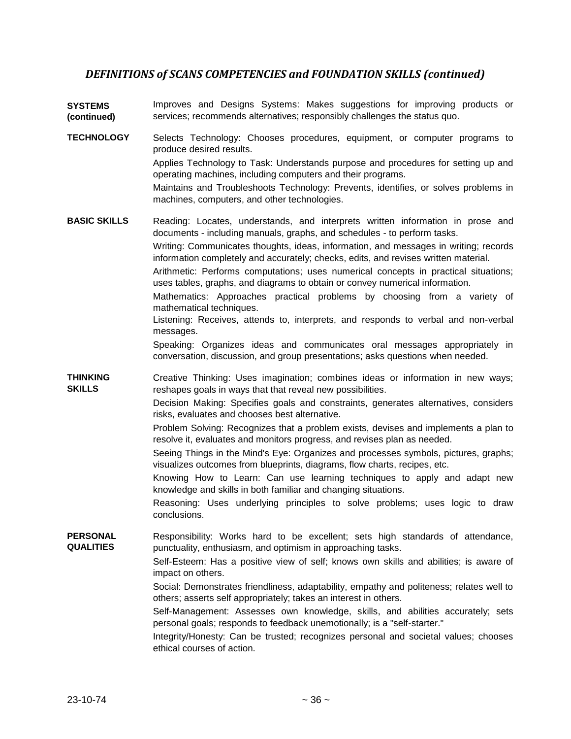## *DEFINITIONS of SCANS COMPETENCIES and FOUNDATION SKILLS (continued)*

**SYSTEMS (continued)**

Improves and Designs Systems: Makes suggestions for improving products or services; recommends alternatives; responsibly challenges the status quo.

**TECHNOLOGY**

Selects Technology: Chooses procedures, equipment, or computer programs to produce desired results.

Applies Technology to Task: Understands purpose and procedures for setting up and operating machines, including computers and their programs.

Maintains and Troubleshoots Technology: Prevents, identifies, or solves problems in machines, computers, and other technologies.

**BASIC SKILLS**

Reading: Locates, understands, and interprets written information in prose and documents - including manuals, graphs, and schedules - to perform tasks.

Writing: Communicates thoughts, ideas, information, and messages in writing; records information completely and accurately; checks, edits, and revises written material.

Arithmetic: Performs computations; uses numerical concepts in practical situations; uses tables, graphs, and diagrams to obtain or convey numerical information.

Mathematics: Approaches practical problems by choosing from a variety of mathematical techniques.

Listening: Receives, attends to, interprets, and responds to verbal and non-verbal messages.

Speaking: Organizes ideas and communicates oral messages appropriately in conversation, discussion, and group presentations; asks questions when needed.

**THINKING SKILLS**

Creative Thinking: Uses imagination; combines ideas or information in new ways; reshapes goals in ways that that reveal new possibilities.

Decision Making: Specifies goals and constraints, generates alternatives, considers risks, evaluates and chooses best alternative.

Problem Solving: Recognizes that a problem exists, devises and implements a plan to resolve it, evaluates and monitors progress, and revises plan as needed.

Seeing Things in the Mind's Eye: Organizes and processes symbols, pictures, graphs; visualizes outcomes from blueprints, diagrams, flow charts, recipes, etc.

Knowing How to Learn: Can use learning techniques to apply and adapt new knowledge and skills in both familiar and changing situations.

Reasoning: Uses underlying principles to solve problems; uses logic to draw conclusions.

**PERSONAL QUALITIES**

Responsibility: Works hard to be excellent; sets high standards of attendance, punctuality, enthusiasm, and optimism in approaching tasks.

Self-Esteem: Has a positive view of self; knows own skills and abilities; is aware of impact on others.

Social: Demonstrates friendliness, adaptability, empathy and politeness; relates well to others; asserts self appropriately; takes an interest in others.

Self-Management: Assesses own knowledge, skills, and abilities accurately; sets personal goals; responds to feedback unemotionally; is a "self-starter."

Integrity/Honesty: Can be trusted; recognizes personal and societal values; chooses ethical courses of action.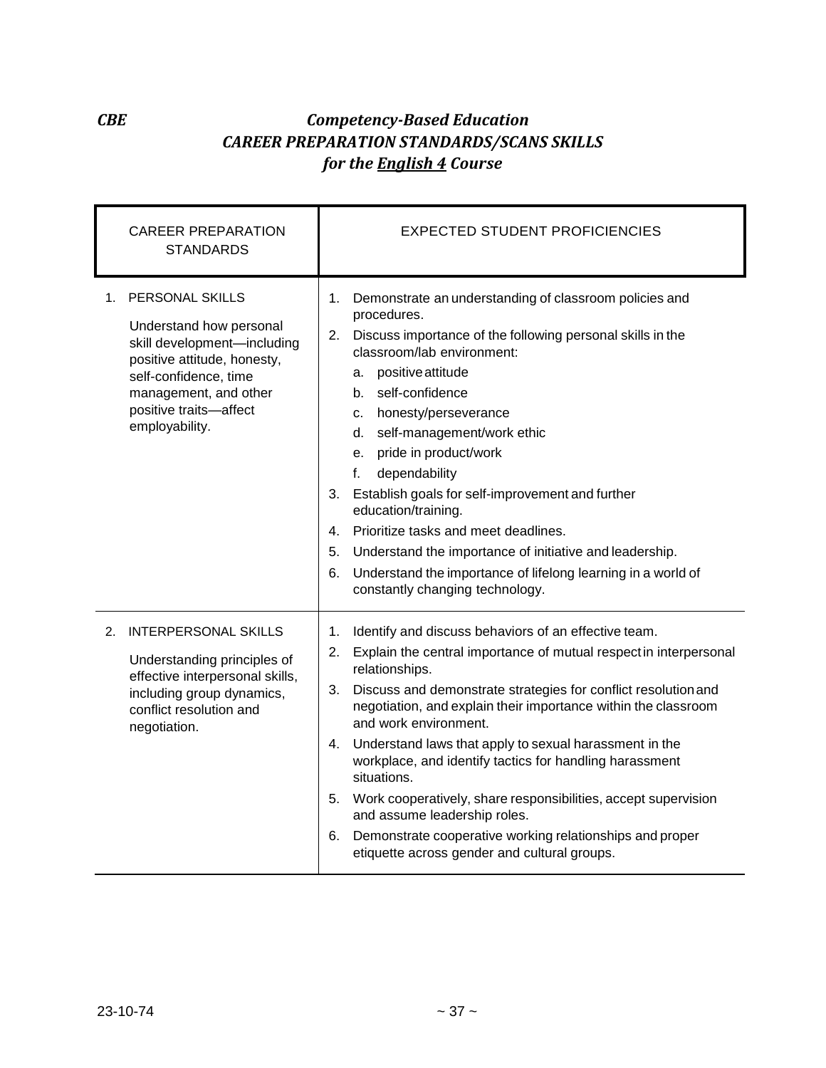***CBE*** ***Competency-Based Education***

## *CAREER PREPARATION STANDARDS/SCANS SKILLS*
## *for the English 4 Course*

| CAREER PREPARATION STANDARDS | EXPECTED STUDENT PROFICIENCIES |
|---|---|
| 1. PERSONAL SKILLS<br><br>Understand how personal skill development—including positive attitude, honesty, self-confidence, time management, and other positive traits—affect employability. | 1. Demonstrate an understanding of classroom policies and procedures.<br>2. Discuss importance of the following personal skills in the classroom/lab environment:<br>a. positive attitude<br>b. self-confidence<br>c. honesty/perseverance<br>d. self-management/work ethic<br>e. pride in product/work<br>f. dependability<br>3. Establish goals for self-improvement and further education/training.<br>4. Prioritize tasks and meet deadlines.<br>5. Understand the importance of initiative and leadership.<br>6. Understand the importance of lifelong learning in a world of constantly changing technology. |
| 2. INTERPERSONAL SKILLS<br><br>Understanding principles of effective interpersonal skills, including group dynamics, conflict resolution and negotiation. | 1. Identify and discuss behaviors of an effective team.<br>2. Explain the central importance of mutual respect in interpersonal relationships.<br>3. Discuss and demonstrate strategies for conflict resolution and negotiation, and explain their importance within the classroom and work environment.<br>4. Understand laws that apply to sexual harassment in the workplace, and identify tactics for handling harassment situations.<br>5. Work cooperatively, share responsibilities, accept supervision and assume leadership roles.<br>6. Demonstrate cooperative working relationships and proper etiquette across gender and cultural groups. |

23-10-74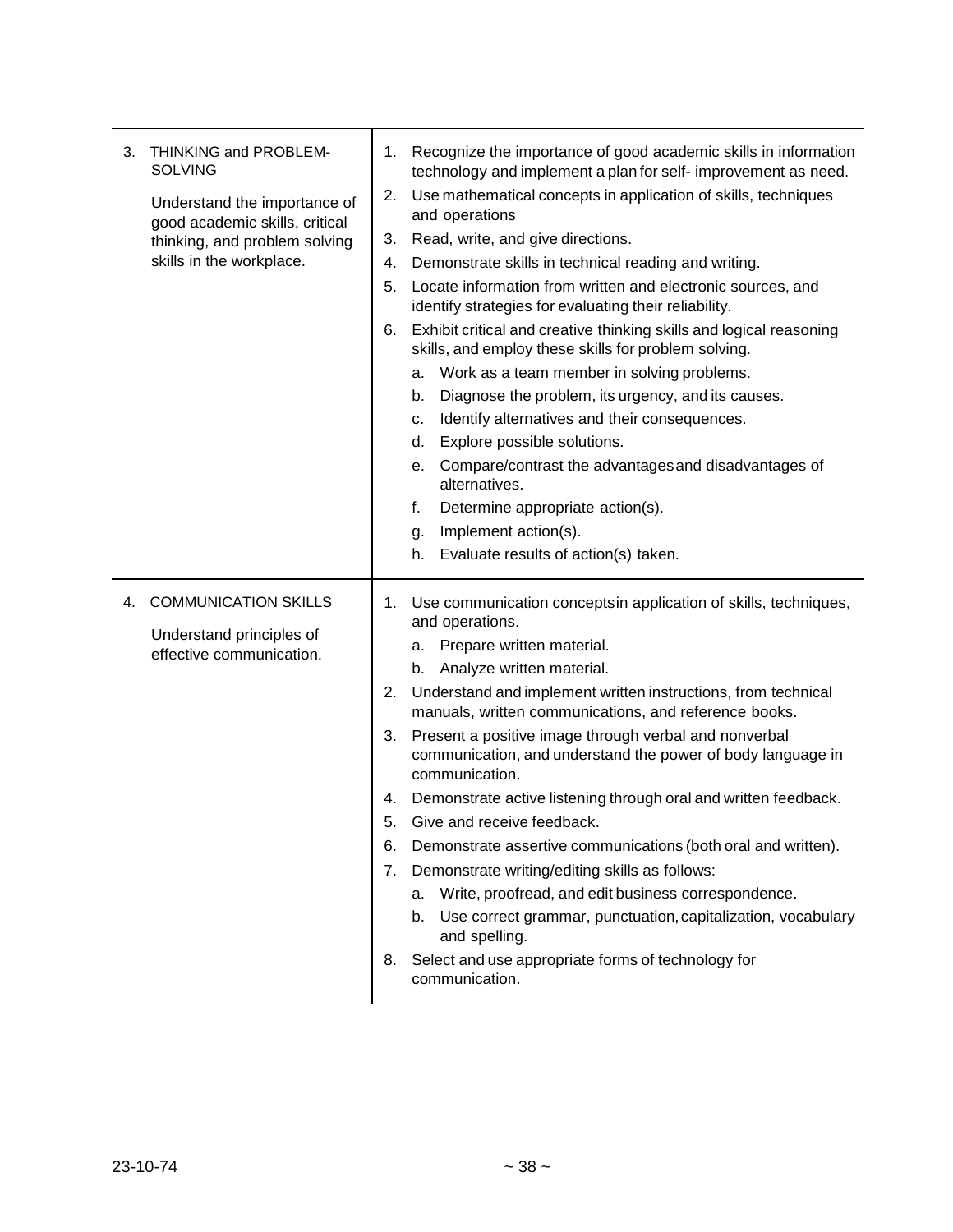| | |
|---|---|
| 3. THINKING and PROBLEM-SOLVING<br><br>Understand the importance of good academic skills, critical thinking, and problem solving skills in the workplace. | 1. Recognize the importance of good academic skills in information technology and implement a plan for self- improvement as need.<br>2. Use mathematical concepts in application of skills, techniques and operations<br>3. Read, write, and give directions.<br>4. Demonstrate skills in technical reading and writing.<br>5. Locate information from written and electronic sources, and identify strategies for evaluating their reliability.<br>6. Exhibit critical and creative thinking skills and logical reasoning skills, and employ these skills for problem solving.<br>a. Work as a team member in solving problems.<br>b. Diagnose the problem, its urgency, and its causes.<br>c. Identify alternatives and their consequences.<br>d. Explore possible solutions.<br>e. Compare/contrast the advantages and disadvantages of alternatives.<br>f. Determine appropriate action(s).<br>g. Implement action(s).<br>h. Evaluate results of action(s) taken. |
| 4. COMMUNICATION SKILLS<br><br>Understand principles of effective communication. | 1. Use communication concepts in application of skills, techniques, and operations.<br>a. Prepare written material.<br>b. Analyze written material.<br>2. Understand and implement written instructions, from technical manuals, written communications, and reference books.<br>3. Present a positive image through verbal and nonverbal communication, and understand the power of body language in communication.<br>4. Demonstrate active listening through oral and written feedback.<br>5. Give and receive feedback.<br>6. Demonstrate assertive communications (both oral and written).<br>7. Demonstrate writing/editing skills as follows:<br>a. Write, proofread, and edit business correspondence.<br>b. Use correct grammar, punctuation, capitalization, vocabulary and spelling.<br>8. Select and use appropriate forms of technology for communication. |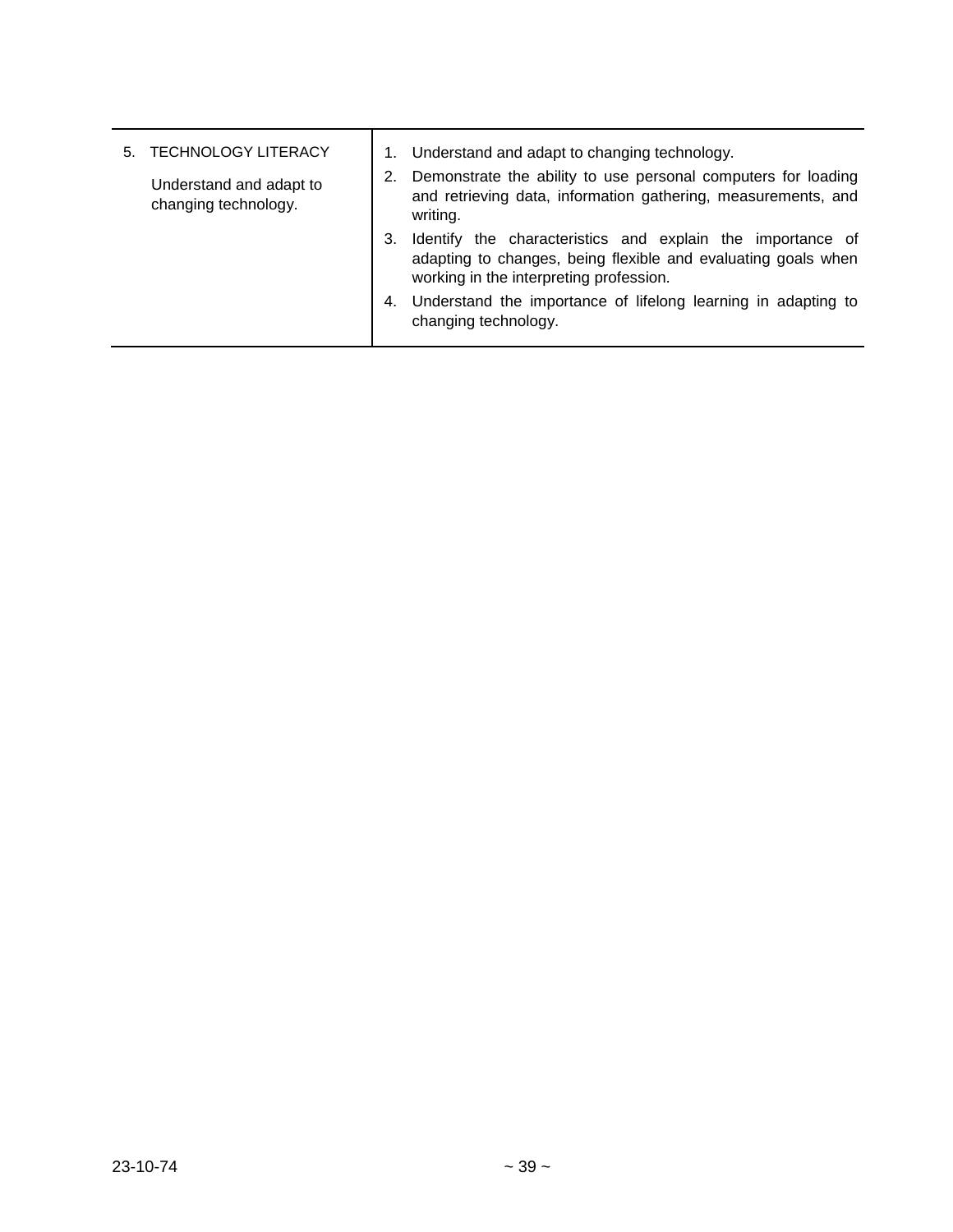| 5. TECHNOLOGY LITERACY<br><br>Understand and adapt to changing technology. | 1. Understand and adapt to changing technology.<br>2. Demonstrate the ability to use personal computers for loading and retrieving data, information gathering, measurements, and writing.<br>3. Identify the characteristics and explain the importance of adapting to changes, being flexible and evaluating goals when working in the interpreting profession.<br>4. Understand the importance of lifelong learning in adapting to changing technology. |
|---|---|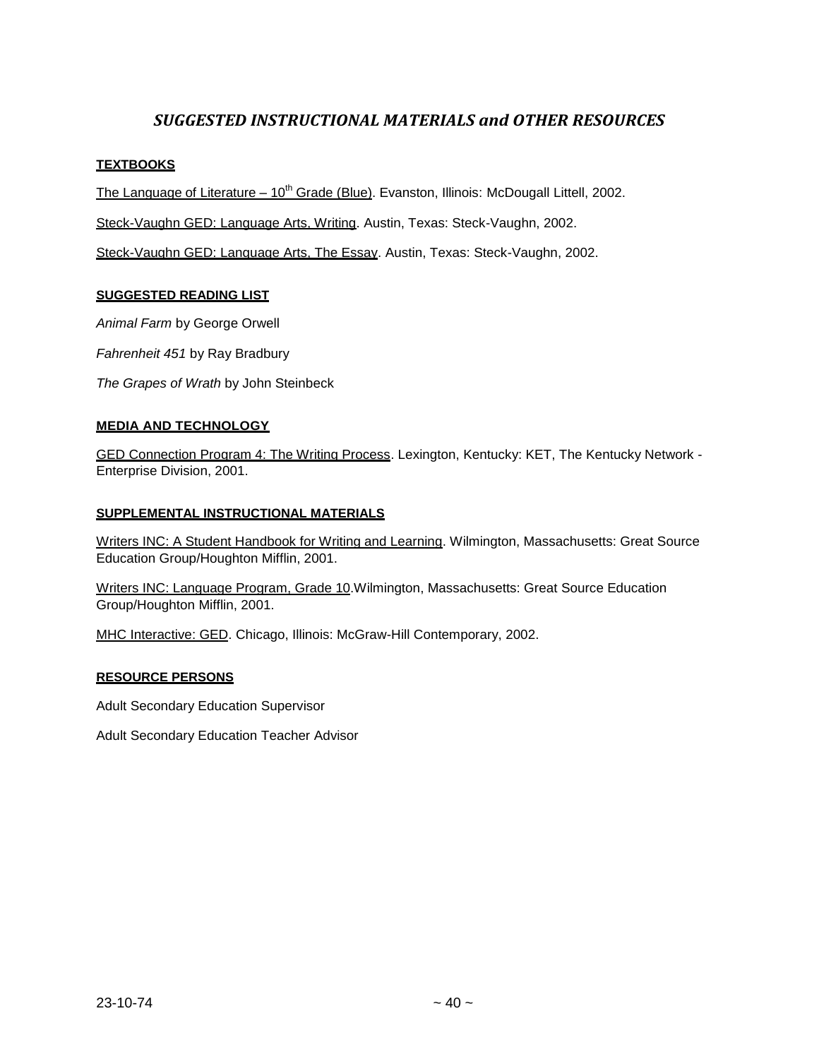## *SUGGESTED INSTRUCTIONAL MATERIALS and OTHER RESOURCES*

### TEXTBOOKS

The Language of Literature – 10th Grade (Blue). Evanston, Illinois: McDougall Littell, 2002.

Steck-Vaughn GED: Language Arts, Writing. Austin, Texas: Steck-Vaughn, 2002.

Steck-Vaughn GED: Language Arts, The Essay. Austin, Texas: Steck-Vaughn, 2002.

### SUGGESTED READING LIST

*Animal Farm* by George Orwell

*Fahrenheit 451* by Ray Bradbury

*The Grapes of Wrath* by John Steinbeck

### MEDIA AND TECHNOLOGY

GED Connection Program 4: The Writing Process. Lexington, Kentucky: KET, The Kentucky Network - Enterprise Division, 2001.

### SUPPLEMENTAL INSTRUCTIONAL MATERIALS

Writers INC: A Student Handbook for Writing and Learning. Wilmington, Massachusetts: Great Source Education Group/Houghton Mifflin, 2001.

Writers INC: Language Program, Grade 10.Wilmington, Massachusetts: Great Source Education Group/Houghton Mifflin, 2001.

MHC Interactive: GED. Chicago, Illinois: McGraw-Hill Contemporary, 2002.

### RESOURCE PERSONS

Adult Secondary Education Supervisor

Adult Secondary Education Teacher Advisor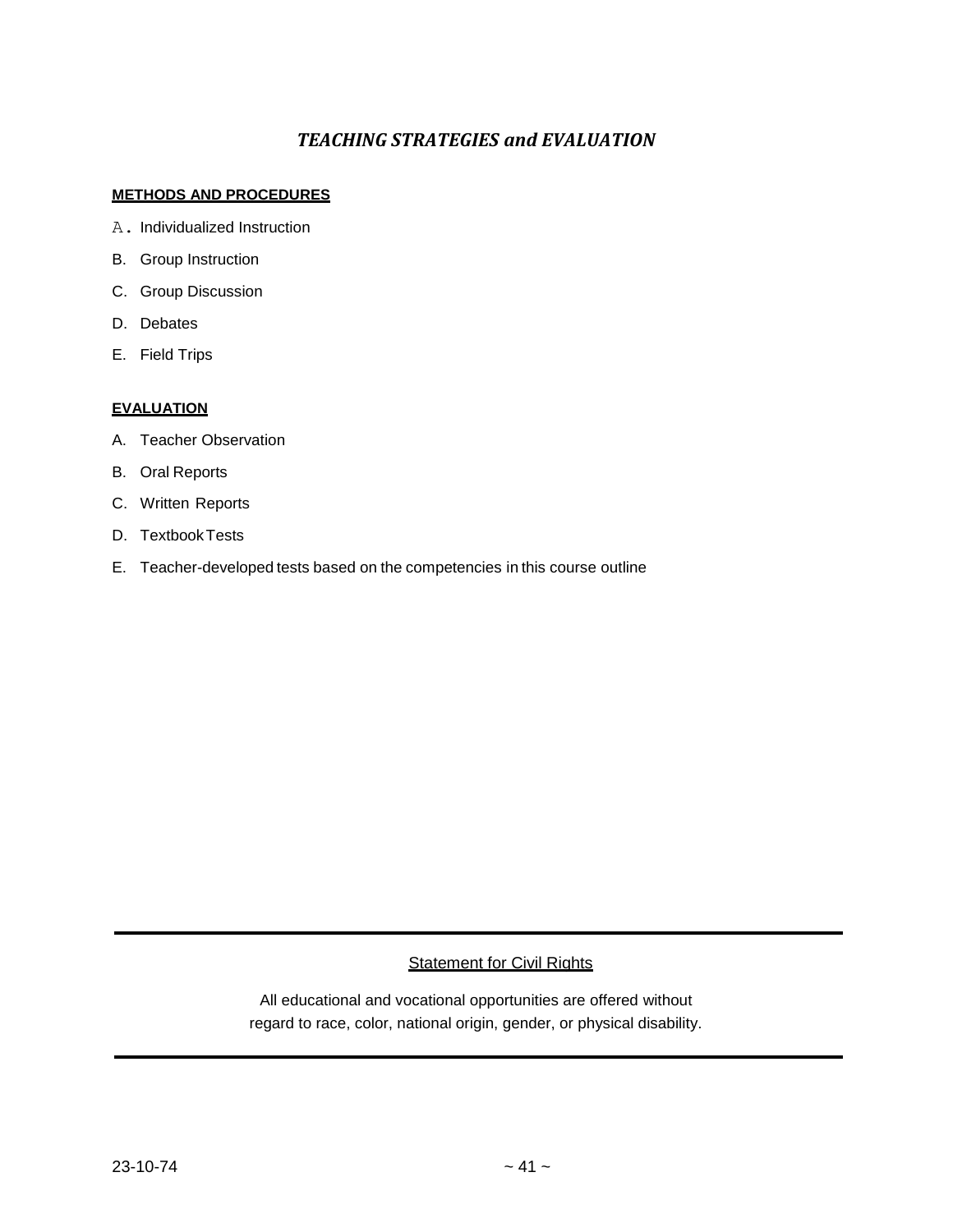## *TEACHING STRATEGIES and EVALUATION*

**METHODS AND PROCEDURES**

A. Individualized Instruction

B. Group Instruction

C. Group Discussion

D. Debates

E. Field Trips

**EVALUATION**

A. Teacher Observation

B. Oral Reports

C. Written Reports

D. Textbook Tests

E. Teacher-developed tests based on the competencies in this course outline

---

Statement for Civil Rights

All educational and vocational opportunities are offered without regard to race, color, national origin, gender, or physical disability.

---